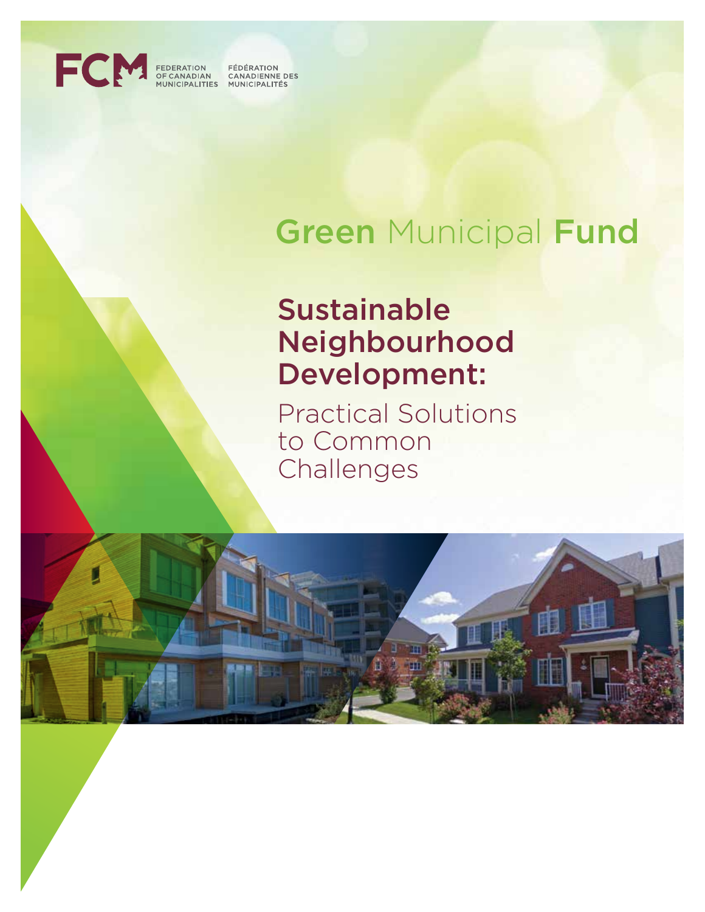FCM FEDERATION OF CANADIAN MUNICIPALITIES FÉDÉRATION CANADIENNE DES MUNICIPALITÉS

# Green Municipal Fund

## Sustainable Neighbourhood Development:

Practical Solutions to Common Challenges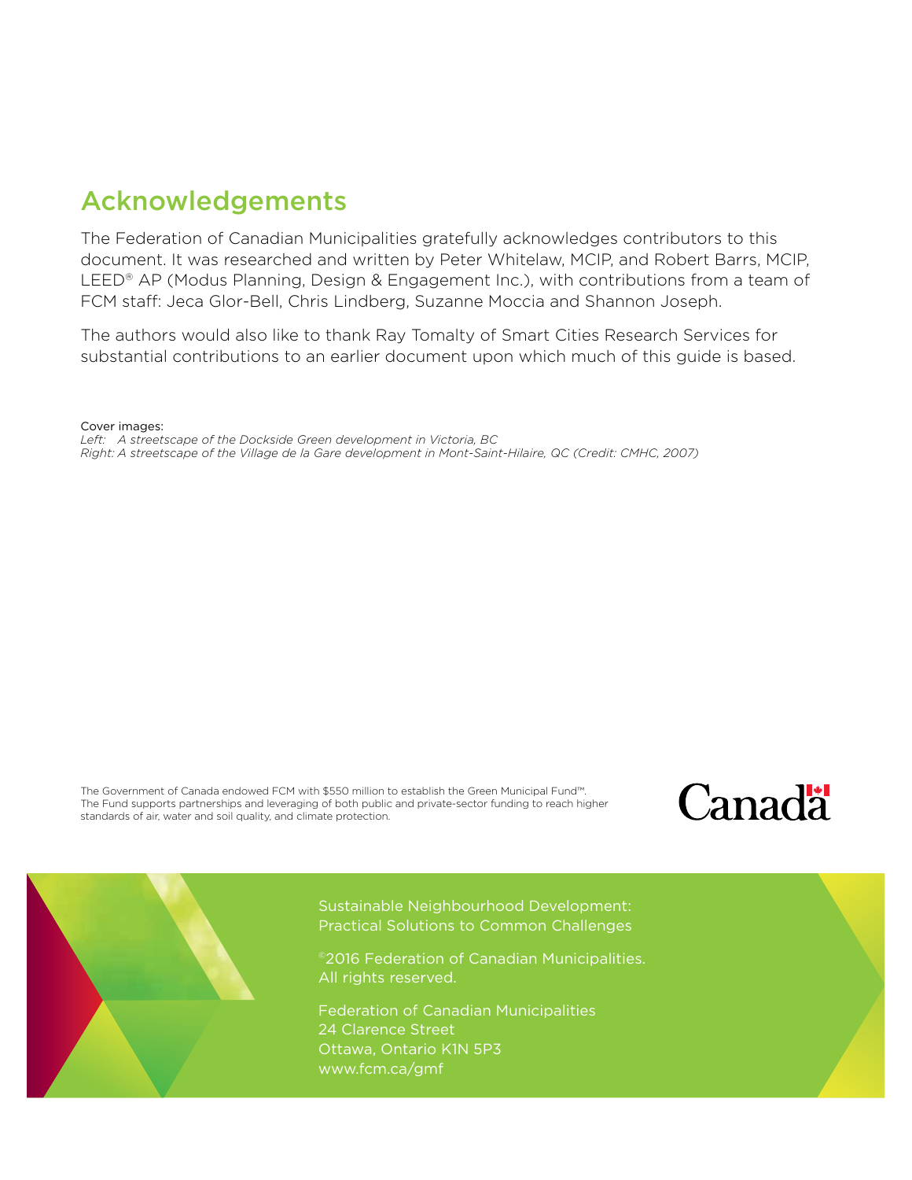## Acknowledgements

The Federation of Canadian Municipalities gratefully acknowledges contributors to this document. It was researched and written by Peter Whitelaw, MCIP, and Robert Barrs, MCIP, LEED® AP (Modus Planning, Design & Engagement Inc.), with contributions from a team of FCM staff: Jeca Glor-Bell, Chris Lindberg, Suzanne Moccia and Shannon Joseph.

The authors would also like to thank Ray Tomalty of Smart Cities Research Services for substantial contributions to an earlier document upon which much of this guide is based.

Cover images:
*Left: A streetscape of the Dockside Green development in Victoria, BC*
*Right: A streetscape of the Village de la Gare development in Mont-Saint-Hilaire, QC (Credit: CMHC, 2007)*

The Government of Canada endowed FCM with $550 million to establish the Green Municipal Fund™. The Fund supports partnerships and leveraging of both public and private-sector funding to reach higher standards of air, water and soil quality, and climate protection.

Canada

Sustainable Neighbourhood Development: Practical Solutions to Common Challenges

©2016 Federation of Canadian Municipalities. All rights reserved.

Federation of Canadian Municipalities
24 Clarence Street
Ottawa, Ontario K1N 5P3
www.fcm.ca/gmf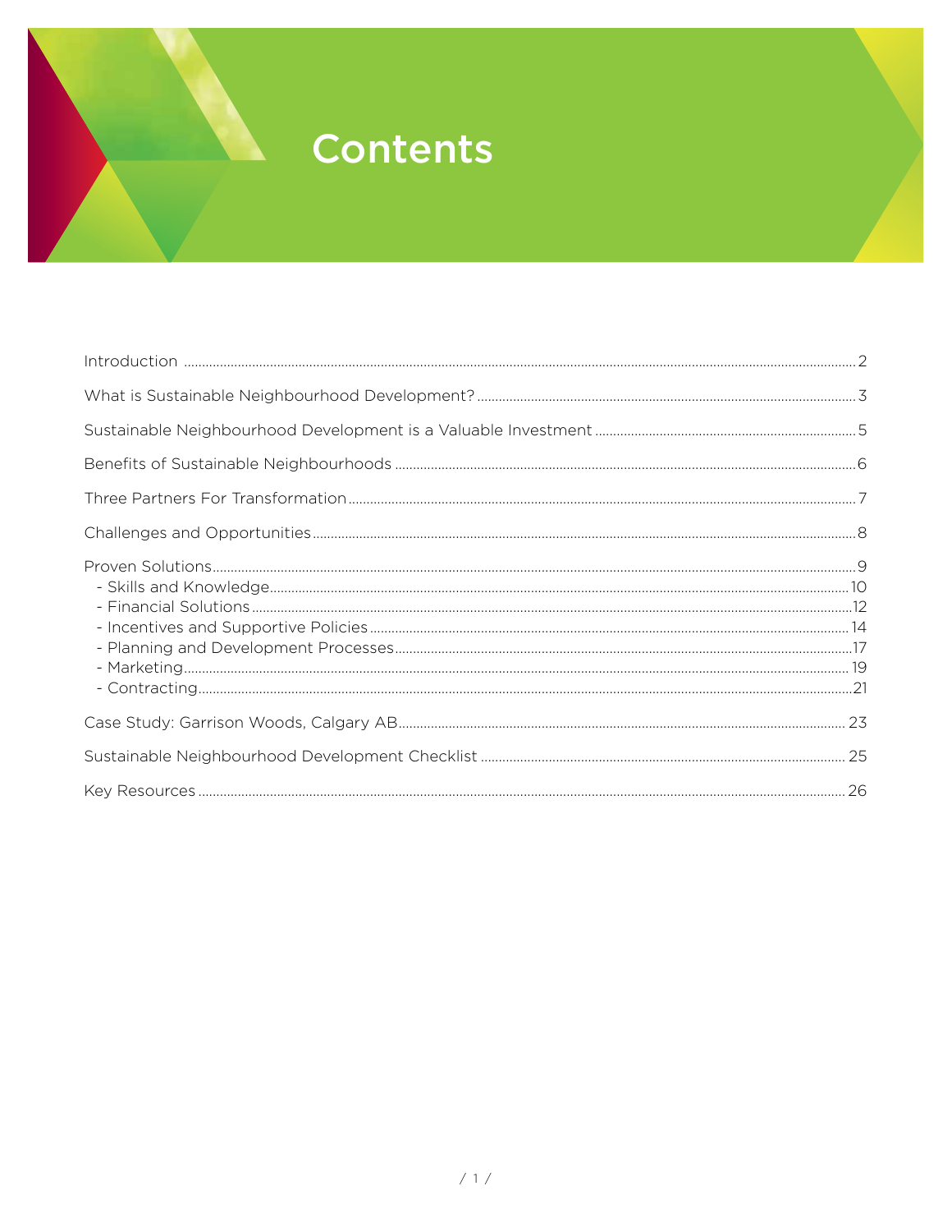# Contents

| | |
|---|---|
| Introduction | 2 |
| What is Sustainable Neighbourhood Development? | 3 |
| Sustainable Neighbourhood Development is a Valuable Investment | 5 |
| Benefits of Sustainable Neighbourhoods | 6 |
| Three Partners For Transformation | 7 |
| Challenges and Opportunities | 8 |
| Proven Solutions | 9 |
| - Skills and Knowledge | 10 |
| - Financial Solutions | 12 |
| - Incentives and Supportive Policies | 14 |
| - Planning and Development Processes | 17 |
| - Marketing | 19 |
| - Contracting | 21 |
| Case Study: Garrison Woods, Calgary AB | 23 |
| Sustainable Neighbourhood Development Checklist | 25 |
| Key Resources | 26 |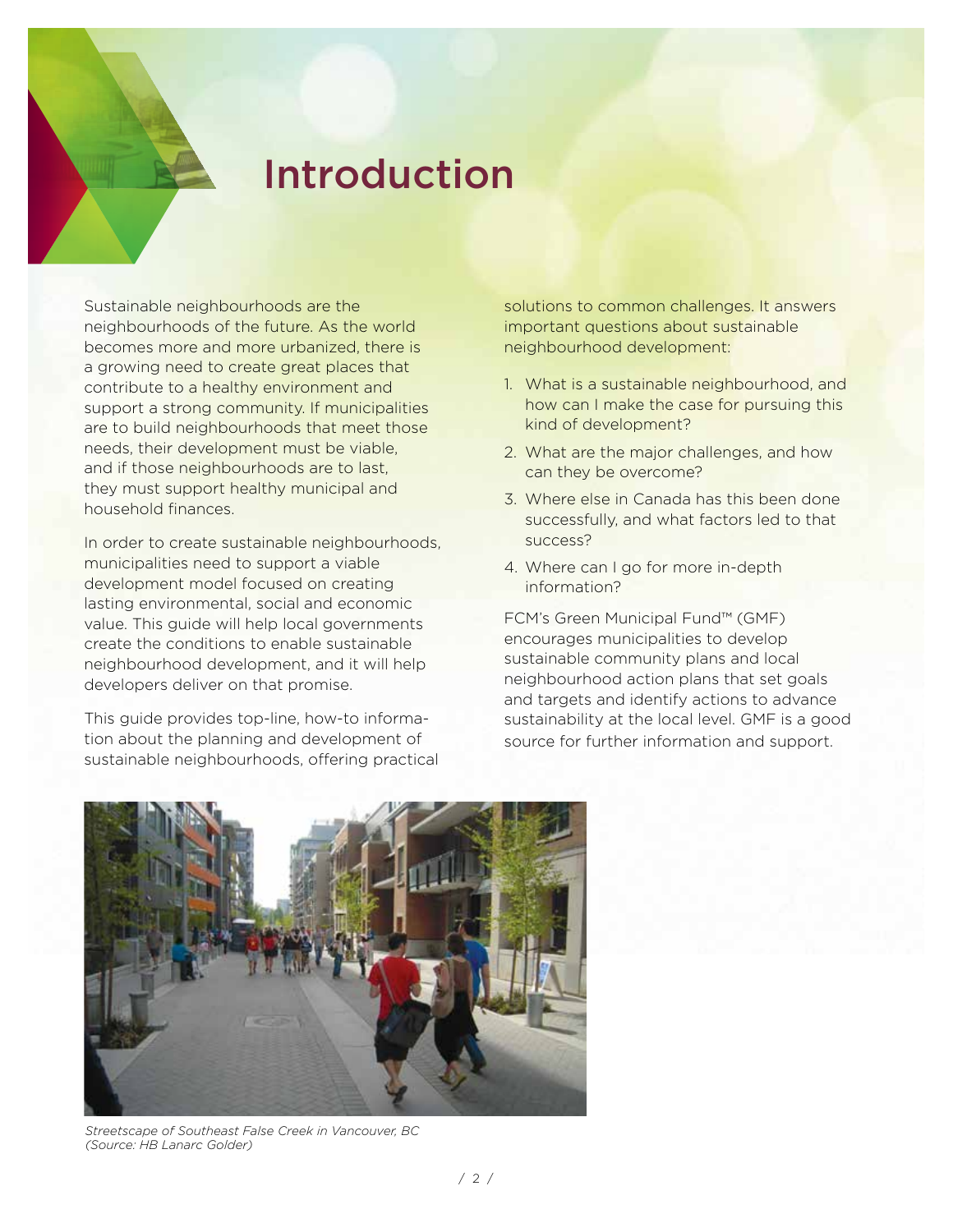# Introduction

Sustainable neighbourhoods are the neighbourhoods of the future. As the world becomes more and more urbanized, there is a growing need to create great places that contribute to a healthy environment and support a strong community. If municipalities are to build neighbourhoods that meet those needs, their development must be viable, and if those neighbourhoods are to last, they must support healthy municipal and household finances.

In order to create sustainable neighbourhoods, municipalities need to support a viable development model focused on creating lasting environmental, social and economic value. This guide will help local governments create the conditions to enable sustainable neighbourhood development, and it will help developers deliver on that promise.

This guide provides top-line, how-to information about the planning and development of sustainable neighbourhoods, offering practical solutions to common challenges. It answers important questions about sustainable neighbourhood development:

1. What is a sustainable neighbourhood, and how can I make the case for pursuing this kind of development?
2. What are the major challenges, and how can they be overcome?
3. Where else in Canada has this been done successfully, and what factors led to that success?
4. Where can I go for more in-depth information?

FCM's Green Municipal Fund™ (GMF) encourages municipalities to develop sustainable community plans and local neighbourhood action plans that set goals and targets and identify actions to advance sustainability at the local level. GMF is a good source for further information and support.

*Streetscape of Southeast False Creek in Vancouver, BC (Source: HB Lanarc Golder)*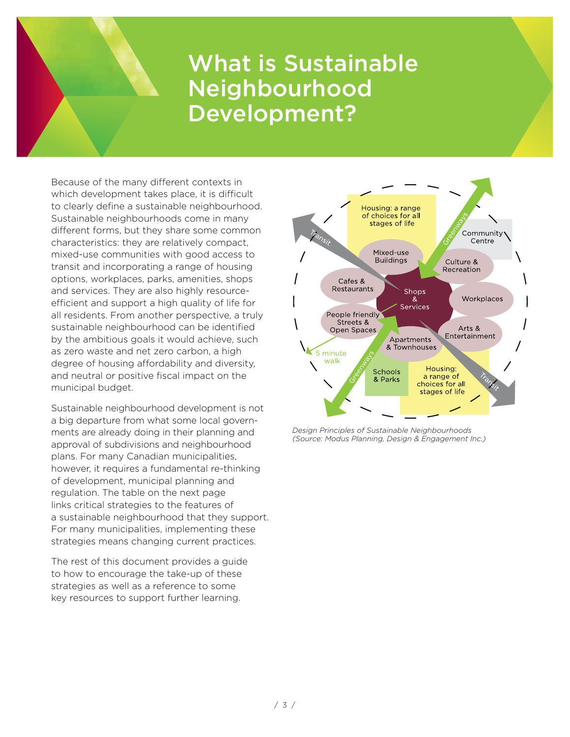# What is Sustainable Neighbourhood Development?

Because of the many different contexts in which development takes place, it is difficult to clearly define a sustainable neighbourhood. Sustainable neighbourhoods come in many different forms, but they share some common characteristics: they are relatively compact, mixed-use communities with good access to transit and incorporating a range of housing options, workplaces, parks, amenities, shops and services. They are also highly resource-efficient and support a high quality of life for all residents. From another perspective, a truly sustainable neighbourhood can be identified by the ambitious goals it would achieve, such as zero waste and net zero carbon, a high degree of housing affordability and diversity, and neutral or positive fiscal impact on the municipal budget.

Sustainable neighbourhood development is not a big departure from what some local governments are already doing in their planning and approval of subdivisions and neighbourhood plans. For many Canadian municipalities, however, it requires a fundamental re-thinking of development, municipal planning and regulation. The table on the next page links critical strategies to the features of a sustainable neighbourhood that they support. For many municipalities, implementing these strategies means changing current practices.

The rest of this document provides a guide to how to encourage the take-up of these strategies as well as a reference to some key resources to support further learning.

*Design Principles of Sustainable Neighbourhoods (Source: Modus Planning, Design & Engagement Inc.)*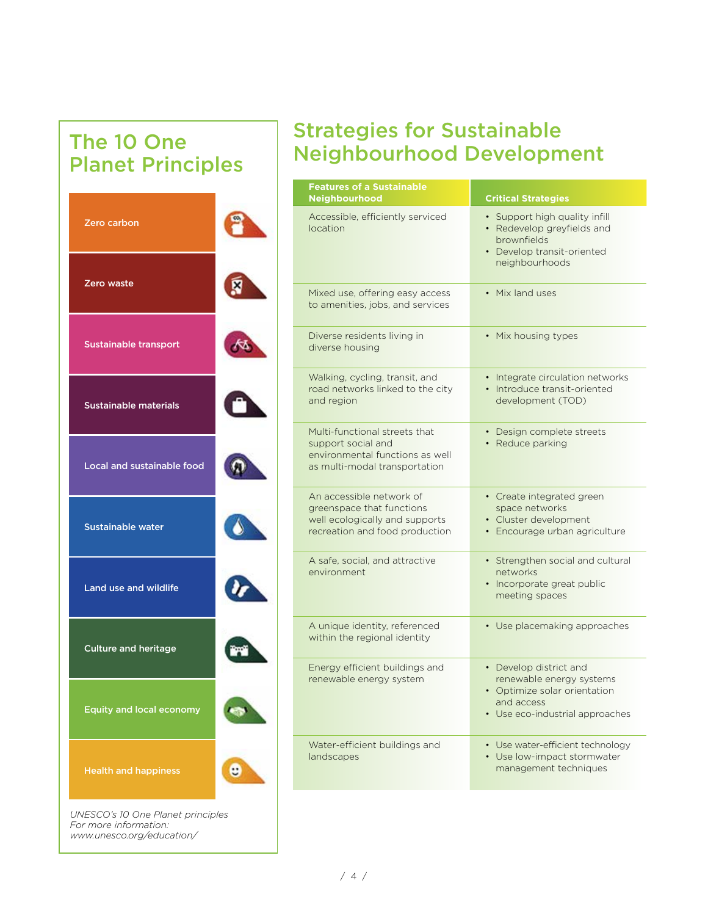## The 10 One Planet Principles

- Zero carbon
- Zero waste
- Sustainable transport
- Sustainable materials
- Local and sustainable food
- Sustainable water
- Land use and wildlife
- Culture and heritage
- Equity and local economy
- Health and happiness

*UNESCO's 10 One Planet principles*
*For more information:*
*www.unesco.org/education/*

## Strategies for Sustainable Neighbourhood Development

| Features of a Sustainable Neighbourhood | Critical Strategies |
|---|---|
| Accessible, efficiently serviced location | • Support high quality infill<br>• Redevelop greyfields and brownfields<br>• Develop transit-oriented neighbourhoods |
| Mixed use, offering easy access to amenities, jobs, and services | • Mix land uses |
| Diverse residents living in diverse housing | • Mix housing types |
| Walking, cycling, transit, and road networks linked to the city and region | • Integrate circulation networks<br>• Introduce transit-oriented development (TOD) |
| Multi-functional streets that support social and environmental functions as well as multi-modal transportation | • Design complete streets<br>• Reduce parking |
| An accessible network of greenspace that functions well ecologically and supports recreation and food production | • Create integrated green space networks<br>• Cluster development<br>• Encourage urban agriculture |
| A safe, social, and attractive environment | • Strengthen social and cultural networks<br>• Incorporate great public meeting spaces |
| A unique identity, referenced within the regional identity | • Use placemaking approaches |
| Energy efficient buildings and renewable energy system | • Develop district and renewable energy systems<br>• Optimize solar orientation and access<br>• Use eco-industrial approaches |
| Water-efficient buildings and landscapes | • Use water-efficient technology<br>• Use low-impact stormwater management techniques |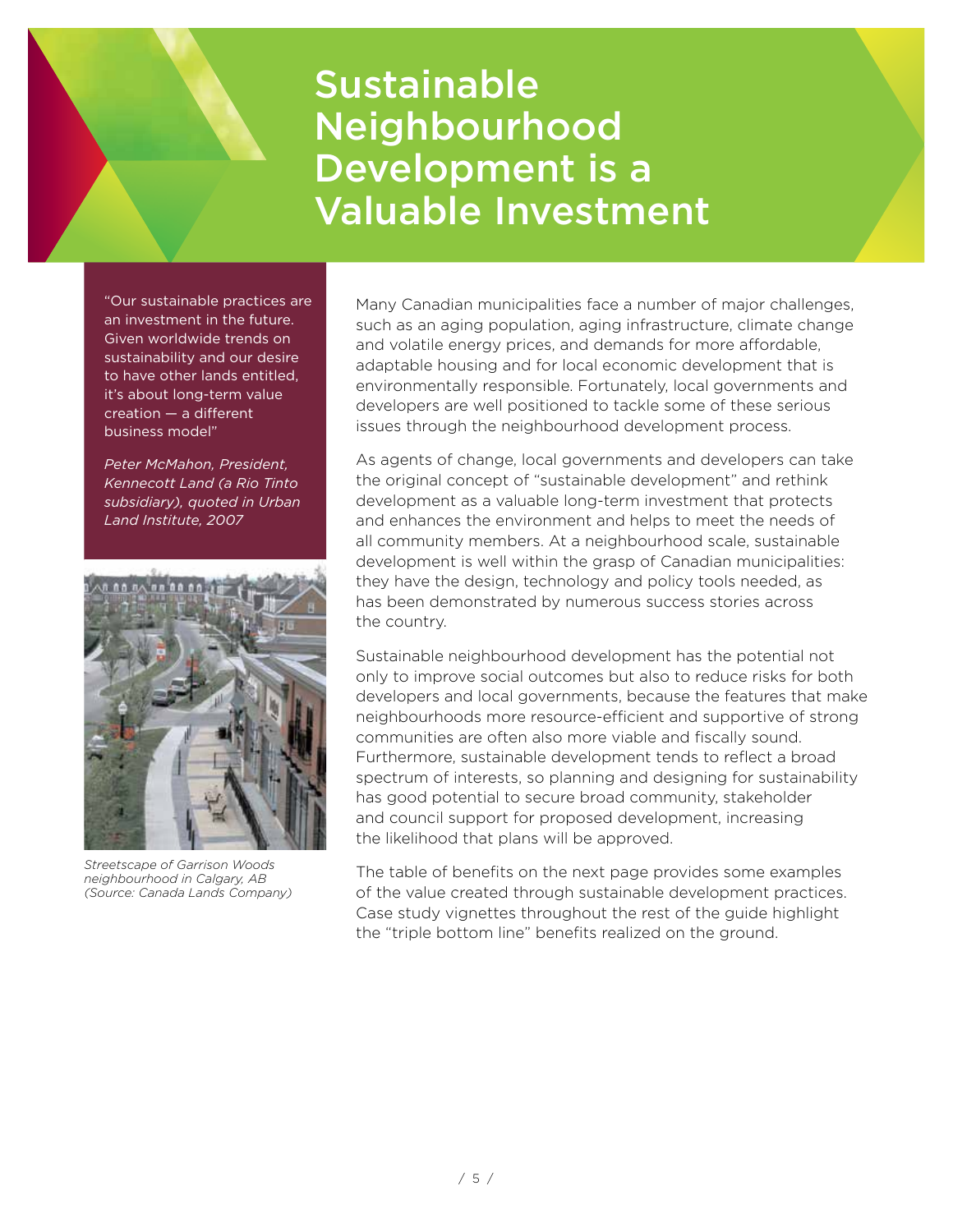# Sustainable Neighbourhood Development is a Valuable Investment

"Our sustainable practices are an investment in the future. Given worldwide trends on sustainability and our desire to have other lands entitled, it's about long-term value creation — a different business model"

*Peter McMahon, President, Kennecott Land (a Rio Tinto subsidiary), quoted in Urban Land Institute, 2007*

*Streetscape of Garrison Woods neighbourhood in Calgary, AB (Source: Canada Lands Company)*

Many Canadian municipalities face a number of major challenges, such as an aging population, aging infrastructure, climate change and volatile energy prices, and demands for more affordable, adaptable housing and for local economic development that is environmentally responsible. Fortunately, local governments and developers are well positioned to tackle some of these serious issues through the neighbourhood development process.

As agents of change, local governments and developers can take the original concept of "sustainable development" and rethink development as a valuable long-term investment that protects and enhances the environment and helps to meet the needs of all community members. At a neighbourhood scale, sustainable development is well within the grasp of Canadian municipalities: they have the design, technology and policy tools needed, as has been demonstrated by numerous success stories across the country.

Sustainable neighbourhood development has the potential not only to improve social outcomes but also to reduce risks for both developers and local governments, because the features that make neighbourhoods more resource-efficient and supportive of strong communities are often also more viable and fiscally sound. Furthermore, sustainable development tends to reflect a broad spectrum of interests, so planning and designing for sustainability has good potential to secure broad community, stakeholder and council support for proposed development, increasing the likelihood that plans will be approved.

The table of benefits on the next page provides some examples of the value created through sustainable development practices. Case study vignettes throughout the rest of the guide highlight the "triple bottom line" benefits realized on the ground.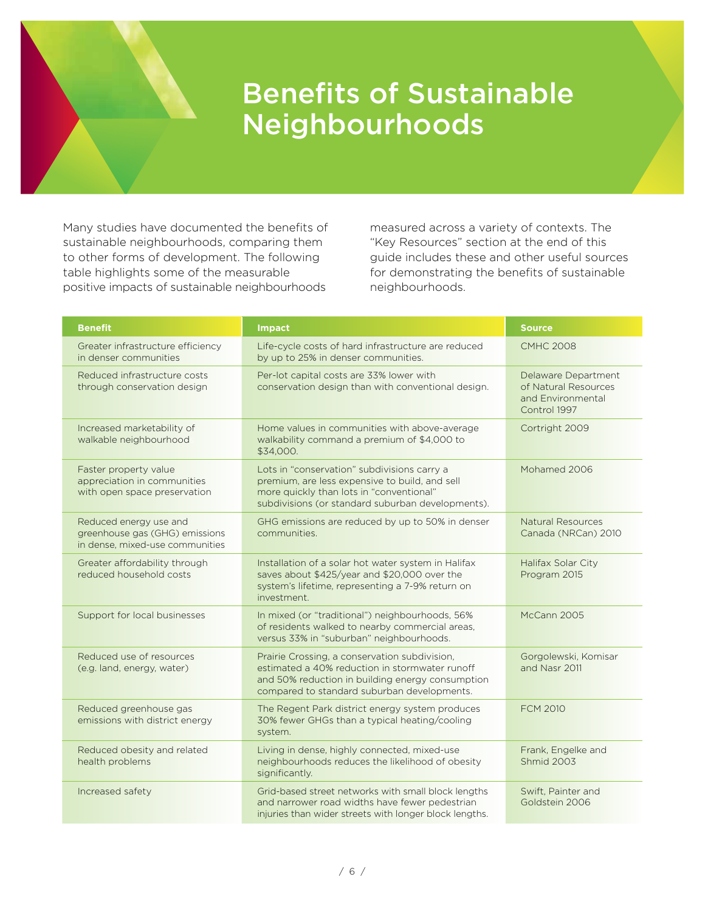# Benefits of Sustainable Neighbourhoods

Many studies have documented the benefits of sustainable neighbourhoods, comparing them to other forms of development. The following table highlights some of the measurable positive impacts of sustainable neighbourhoods measured across a variety of contexts. The "Key Resources" section at the end of this guide includes these and other useful sources for demonstrating the benefits of sustainable neighbourhoods.

| Benefit | Impact | Source |
| --- | --- | --- |
| Greater infrastructure efficiency in denser communities | Life-cycle costs of hard infrastructure are reduced by up to 25% in denser communities. | CMHC 2008 |
| Reduced infrastructure costs through conservation design | Per-lot capital costs are 33% lower with conservation design than with conventional design. | Delaware Department of Natural Resources and Environmental Control 1997 |
| Increased marketability of walkable neighbourhood | Home values in communities with above-average walkability command a premium of $4,000 to $34,000. | Cortright 2009 |
| Faster property value appreciation in communities with open space preservation | Lots in "conservation" subdivisions carry a premium, are less expensive to build, and sell more quickly than lots in "conventional" subdivisions (or standard suburban developments). | Mohamed 2006 |
| Reduced energy use and greenhouse gas (GHG) emissions in dense, mixed-use communities | GHG emissions are reduced by up to 50% in denser communities. | Natural Resources Canada (NRCan) 2010 |
| Greater affordability through reduced household costs | Installation of a solar hot water system in Halifax saves about $425/year and $20,000 over the system's lifetime, representing a 7-9% return on investment. | Halifax Solar City Program 2015 |
| Support for local businesses | In mixed (or "traditional") neighbourhoods, 56% of residents walked to nearby commercial areas, versus 33% in "suburban" neighbourhoods. | McCann 2005 |
| Reduced use of resources (e.g. land, energy, water) | Prairie Crossing, a conservation subdivision, estimated a 40% reduction in stormwater runoff and 50% reduction in building energy consumption compared to standard suburban developments. | Gorgolewski, Komisar and Nasr 2011 |
| Reduced greenhouse gas emissions with district energy | The Regent Park district energy system produces 30% fewer GHGs than a typical heating/cooling system. | FCM 2010 |
| Reduced obesity and related health problems | Living in dense, highly connected, mixed-use neighbourhoods reduces the likelihood of obesity significantly. | Frank, Engelke and Shmid 2003 |
| Increased safety | Grid-based street networks with small block lengths and narrower road widths have fewer pedestrian injuries than wider streets with longer block lengths. | Swift, Painter and Goldstein 2006 |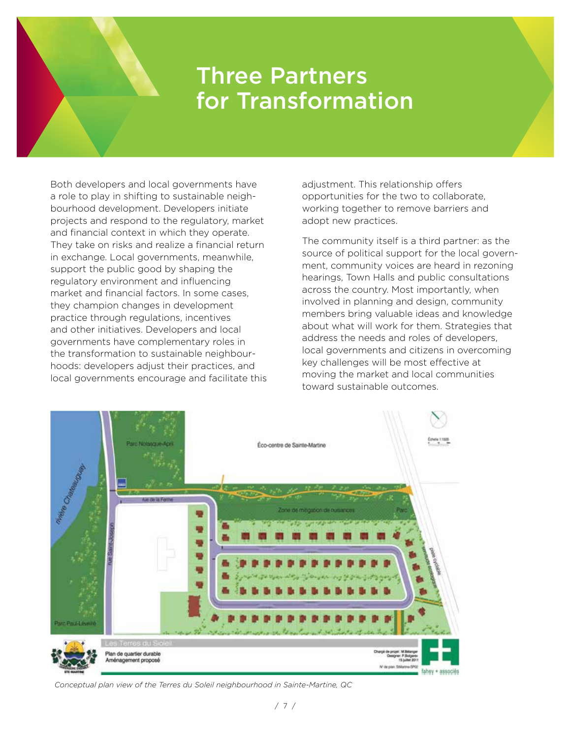# Three Partners for Transformation

Both developers and local governments have a role to play in shifting to sustainable neighbourhood development. Developers initiate projects and respond to the regulatory, market and financial context in which they operate. They take on risks and realize a financial return in exchange. Local governments, meanwhile, support the public good by shaping the regulatory environment and influencing market and financial factors. In some cases, they champion changes in development practice through regulations, incentives and other initiatives. Developers and local governments have complementary roles in the transformation to sustainable neighbourhoods: developers adjust their practices, and local governments encourage and facilitate this adjustment. This relationship offers opportunities for the two to collaborate, working together to remove barriers and adopt new practices.

The community itself is a third partner: as the source of political support for the local government, community voices are heard in rezoning hearings, Town Halls and public consultations across the country. Most importantly, when involved in planning and design, community members bring valuable ideas and knowledge about what will work for them. Strategies that address the needs and roles of developers, local governments and citizens in overcoming key challenges will be most effective at moving the market and local communities toward sustainable outcomes.

*Conceptual plan view of the Terres du Soleil neighbourhood in Sainte-Martine, QC*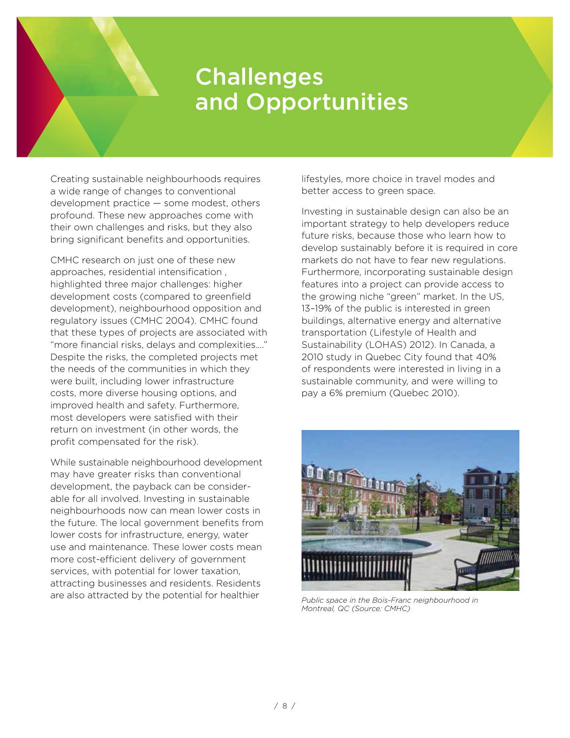# Challenges and Opportunities

Creating sustainable neighbourhoods requires a wide range of changes to conventional development practice — some modest, others profound. These new approaches come with their own challenges and risks, but they also bring significant benefits and opportunities.

CMHC research on just one of these new approaches, residential intensification , highlighted three major challenges: higher development costs (compared to greenfield development), neighbourhood opposition and regulatory issues (CMHC 2004). CMHC found that these types of projects are associated with "more financial risks, delays and complexities...." Despite the risks, the completed projects met the needs of the communities in which they were built, including lower infrastructure costs, more diverse housing options, and improved health and safety. Furthermore, most developers were satisfied with their return on investment (in other words, the profit compensated for the risk).

While sustainable neighbourhood development may have greater risks than conventional development, the payback can be considerable for all involved. Investing in sustainable neighbourhoods now can mean lower costs in the future. The local government benefits from lower costs for infrastructure, energy, water use and maintenance. These lower costs mean more cost-efficient delivery of government services, with potential for lower taxation, attracting businesses and residents. Residents are also attracted by the potential for healthier lifestyles, more choice in travel modes and better access to green space.

Investing in sustainable design can also be an important strategy to help developers reduce future risks, because those who learn how to develop sustainably before it is required in core markets do not have to fear new regulations. Furthermore, incorporating sustainable design features into a project can provide access to the growing niche "green" market. In the US, 13–19% of the public is interested in green buildings, alternative energy and alternative transportation (Lifestyle of Health and Sustainability (LOHAS) 2012). In Canada, a 2010 study in Quebec City found that 40% of respondents were interested in living in a sustainable community, and were willing to pay a 6% premium (Quebec 2010).

*Public space in the Bois-Franc neighbourhood in Montreal, QC (Source: CMHC)*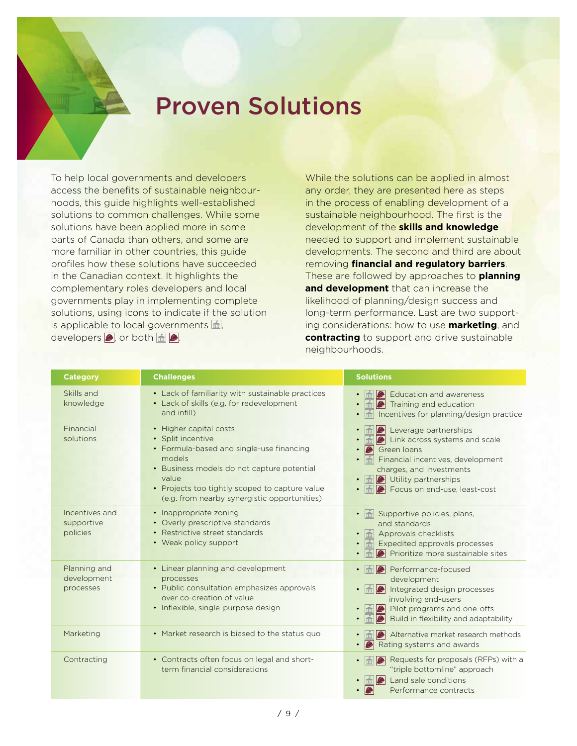# Proven Solutions

To help local governments and developers access the benefits of sustainable neighbourhoods, this guide highlights well-established solutions to common challenges. While some solutions have been applied more in some parts of Canada than others, and some are more familiar in other countries, this guide profiles how these solutions have succeeded in the Canadian context. It highlights the complementary roles developers and local governments play in implementing complete solutions, using icons to indicate if the solution is applicable to local governments [LG], developers [D], or both [LG] [D].

While the solutions can be applied in almost any order, they are presented here as steps in the process of enabling development of a sustainable neighbourhood. The first is the development of the **skills and knowledge** needed to support and implement sustainable developments. The second and third are about removing **financial and regulatory barriers**. These are followed by approaches to **planning and development** that can increase the likelihood of planning/design success and long-term performance. Last are two supporting considerations: how to use **marketing**, and **contracting** to support and drive sustainable neighbourhoods.

| Category | Challenges | Solutions |
|---|---|---|
| Skills and knowledge | • Lack of familiarity with sustainable practices<br>• Lack of skills (e.g. for redevelopment and infill) | • [LG] [D] Education and awareness<br>• [LG] [D] Training and education<br>• [LG] Incentives for planning/design practice |
| Financial solutions | • Higher capital costs<br>• Split incentive<br>• Formula-based and single-use financing models<br>• Business models do not capture potential value<br>• Projects too tightly scoped to capture value (e.g. from nearby synergistic opportunities) | • [LG] [D] Leverage partnerships<br>• [LG] [D] Link across systems and scale<br>• [D] Green loans<br>• [LG] Financial incentives, development charges, and investments<br>• [LG] [D] Utility partnerships<br>• [LG] [D] Focus on end-use, least-cost |
| Incentives and supportive policies | • Inappropriate zoning<br>• Overly prescriptive standards<br>• Restrictive street standards<br>• Weak policy support | • [LG] Supportive policies, plans, and standards<br>• [LG] Approvals checklists<br>• [LG] Expedited approvals processes<br>• [LG] [D] Prioritize more sustainable sites |
| Planning and development processes | • Linear planning and development processes<br>• Public consultation emphasizes approvals over co-creation of value<br>• Inflexible, single-purpose design | • [LG] [D] Performance-focused development<br>• [LG] [D] Integrated design processes involving end-users<br>• [LG] [D] Pilot programs and one-offs<br>• [LG] [D] Build in flexibility and adaptability |
| Marketing | • Market research is biased to the status quo | • [LG] [D] Alternative market research methods<br>• [D] Rating systems and awards |
| Contracting | • Contracts often focus on legal and short-term financial considerations | • [LG] [D] Requests for proposals (RFPs) with a "triple bottomline" approach<br>• [LG] [D] Land sale conditions<br>• [D] Performance contracts |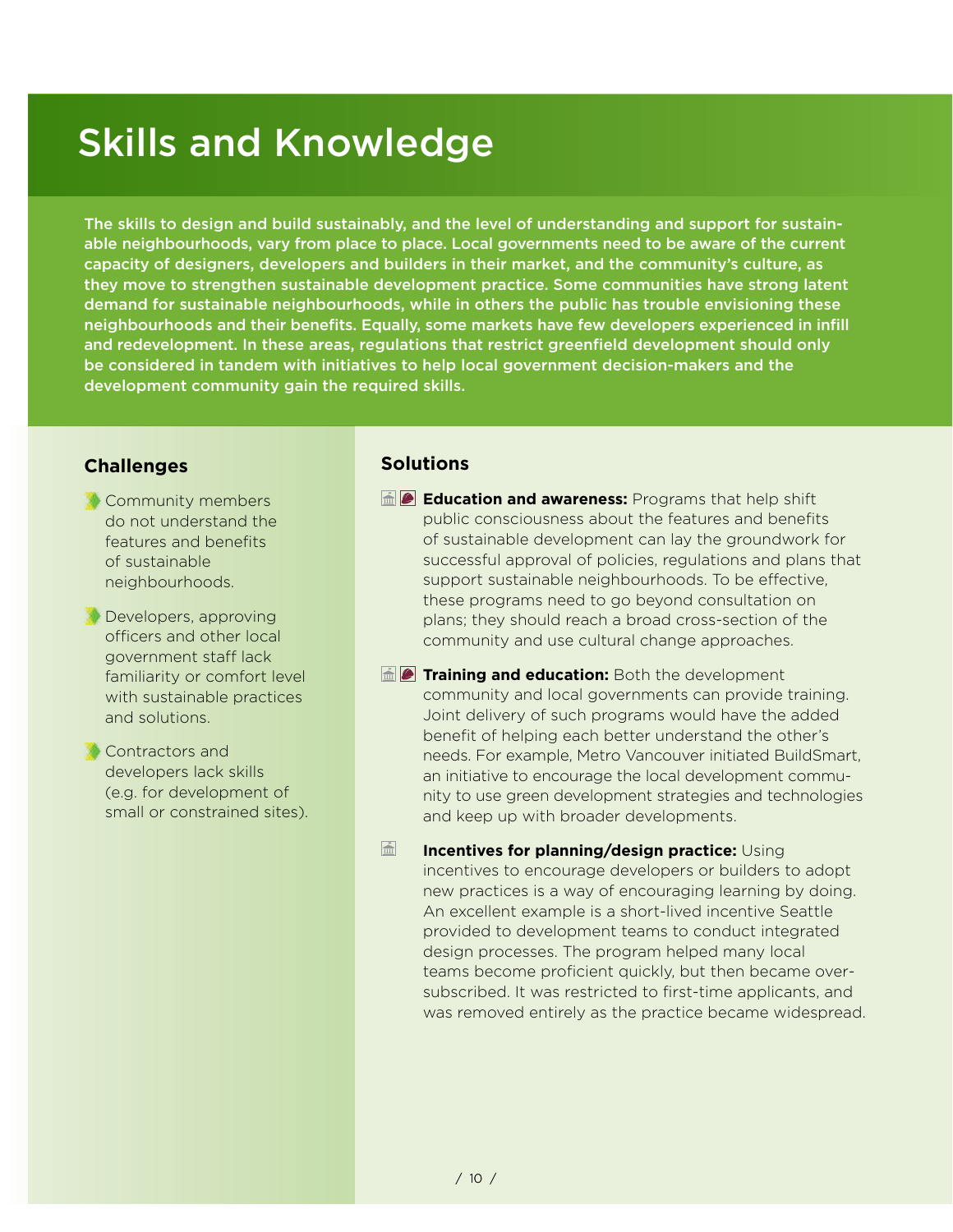# Skills and Knowledge

**The skills to design and build sustainably, and the level of understanding and support for sustainable neighbourhoods, vary from place to place. Local governments need to be aware of the current capacity of designers, developers and builders in their market, and the community's culture, as they move to strengthen sustainable development practice. Some communities have strong latent demand for sustainable neighbourhoods, while in others the public has trouble envisioning these neighbourhoods and their benefits. Equally, some markets have few developers experienced in infill and redevelopment. In these areas, regulations that restrict greenfield development should only be considered in tandem with initiatives to help local government decision-makers and the development community gain the required skills.**

### Challenges

- Community members do not understand the features and benefits of sustainable neighbourhoods.
- Developers, approving officers and other local government staff lack familiarity or comfort level with sustainable practices and solutions.
- Contractors and developers lack skills (e.g. for development of small or constrained sites).

### Solutions

- **Education and awareness:** Programs that help shift public consciousness about the features and benefits of sustainable development can lay the groundwork for successful approval of policies, regulations and plans that support sustainable neighbourhoods. To be effective, these programs need to go beyond consultation on plans; they should reach a broad cross-section of the community and use cultural change approaches.
- **Training and education:** Both the development community and local governments can provide training. Joint delivery of such programs would have the added benefit of helping each better understand the other's needs. For example, Metro Vancouver initiated BuildSmart, an initiative to encourage the local development community to use green development strategies and technologies and keep up with broader developments.
- **Incentives for planning/design practice:** Using incentives to encourage developers or builders to adopt new practices is a way of encouraging learning by doing. An excellent example is a short-lived incentive Seattle provided to development teams to conduct integrated design processes. The program helped many local teams become proficient quickly, but then became over-subscribed. It was restricted to first-time applicants, and was removed entirely as the practice became widespread.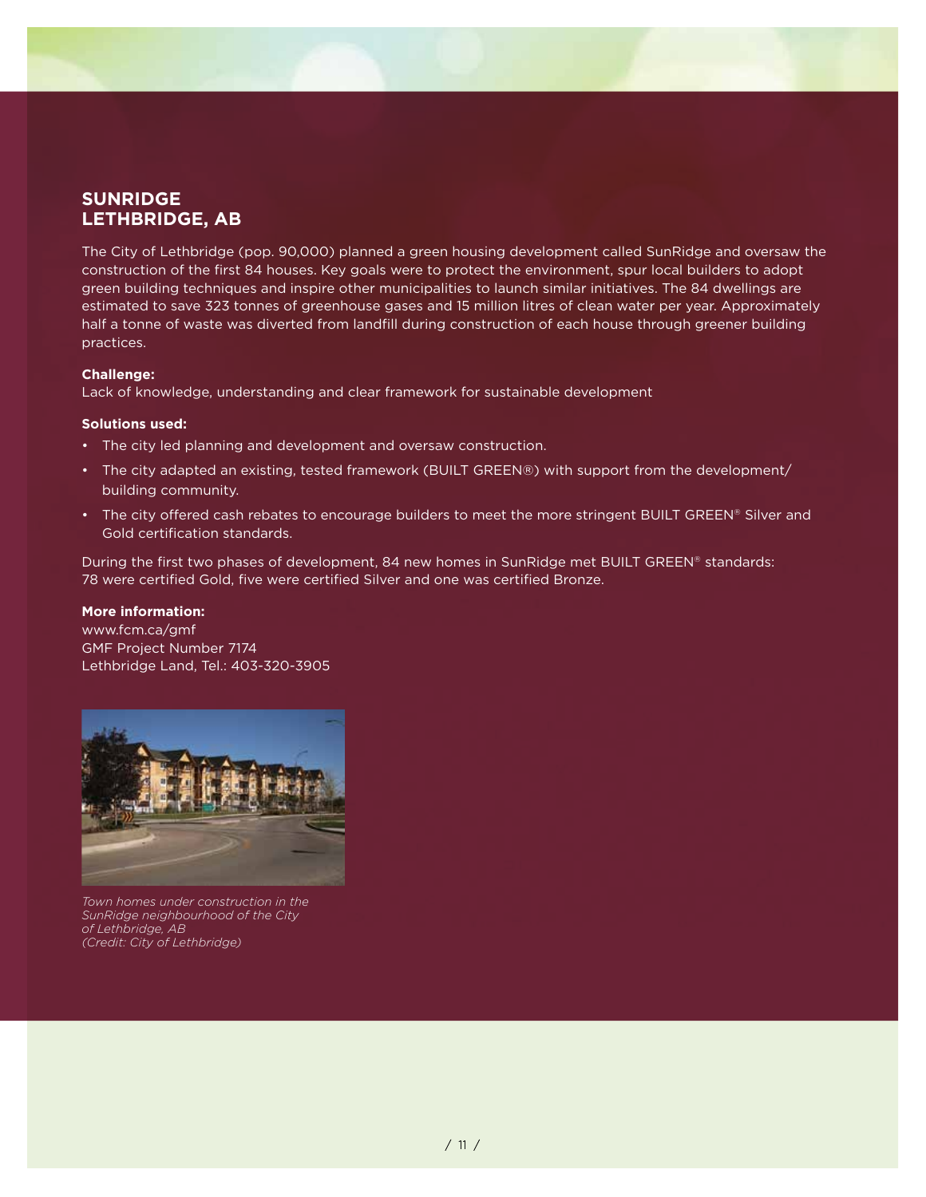## SUNRIDGE
## LETHBRIDGE, AB

The City of Lethbridge (pop. 90,000) planned a green housing development called SunRidge and oversaw the construction of the first 84 houses. Key goals were to protect the environment, spur local builders to adopt green building techniques and inspire other municipalities to launch similar initiatives. The 84 dwellings are estimated to save 323 tonnes of greenhouse gases and 15 million litres of clean water per year. Approximately half a tonne of waste was diverted from landfill during construction of each house through greener building practices.

**Challenge:**
Lack of knowledge, understanding and clear framework for sustainable development

**Solutions used:**

- The city led planning and development and oversaw construction.
- The city adapted an existing, tested framework (BUILT GREEN®) with support from the development/building community.
- The city offered cash rebates to encourage builders to meet the more stringent BUILT GREEN® Silver and Gold certification standards.

During the first two phases of development, 84 new homes in SunRidge met BUILT GREEN® standards: 78 were certified Gold, five were certified Silver and one was certified Bronze.

**More information:**
www.fcm.ca/gmf
GMF Project Number 7174
Lethbridge Land, Tel.: 403-320-3905

*Town homes under construction in the SunRidge neighbourhood of the City of Lethbridge, AB (Credit: City of Lethbridge)*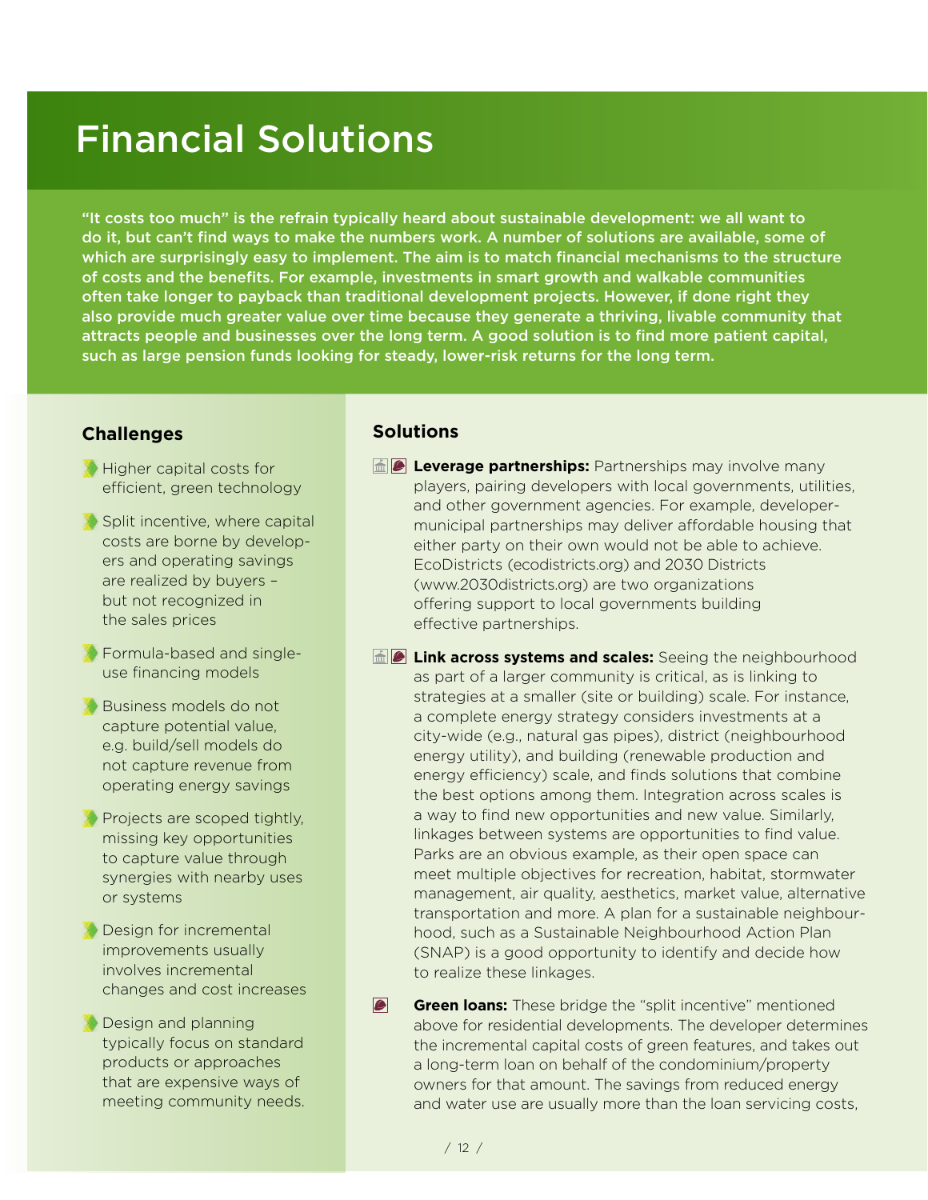# Financial Solutions

"It costs too much" is the refrain typically heard about sustainable development: we all want to do it, but can't find ways to make the numbers work. A number of solutions are available, some of which are surprisingly easy to implement. The aim is to match financial mechanisms to the structure of costs and the benefits. For example, investments in smart growth and walkable communities often take longer to payback than traditional development projects. However, if done right they also provide much greater value over time because they generate a thriving, livable community that attracts people and businesses over the long term. A good solution is to find more patient capital, such as large pension funds looking for steady, lower-risk returns for the long term.

## Challenges

- Higher capital costs for efficient, green technology
- Split incentive, where capital costs are borne by developers and operating savings are realized by buyers – but not recognized in the sales prices
- Formula-based and single-use financing models
- Business models do not capture potential value, e.g. build/sell models do not capture revenue from operating energy savings
- Projects are scoped tightly, missing key opportunities to capture value through synergies with nearby uses or systems
- Design for incremental improvements usually involves incremental changes and cost increases
- Design and planning typically focus on standard products or approaches that are expensive ways of meeting community needs.

## Solutions

**Leverage partnerships:** Partnerships may involve many players, pairing developers with local governments, utilities, and other government agencies. For example, developer-municipal partnerships may deliver affordable housing that either party on their own would not be able to achieve. EcoDistricts (ecodistricts.org) and 2030 Districts (www.2030districts.org) are two organizations offering support to local governments building effective partnerships.

**Link across systems and scales:** Seeing the neighbourhood as part of a larger community is critical, as is linking to strategies at a smaller (site or building) scale. For instance, a complete energy strategy considers investments at a city-wide (e.g., natural gas pipes), district (neighbourhood energy utility), and building (renewable production and energy efficiency) scale, and finds solutions that combine the best options among them. Integration across scales is a way to find new opportunities and new value. Similarly, linkages between systems are opportunities to find value. Parks are an obvious example, as their open space can meet multiple objectives for recreation, habitat, stormwater management, air quality, aesthetics, market value, alternative transportation and more. A plan for a sustainable neighbourhood, such as a Sustainable Neighbourhood Action Plan (SNAP) is a good opportunity to identify and decide how to realize these linkages.

**Green loans:** These bridge the "split incentive" mentioned above for residential developments. The developer determines the incremental capital costs of green features, and takes out a long-term loan on behalf of the condominium/property owners for that amount. The savings from reduced energy and water use are usually more than the loan servicing costs,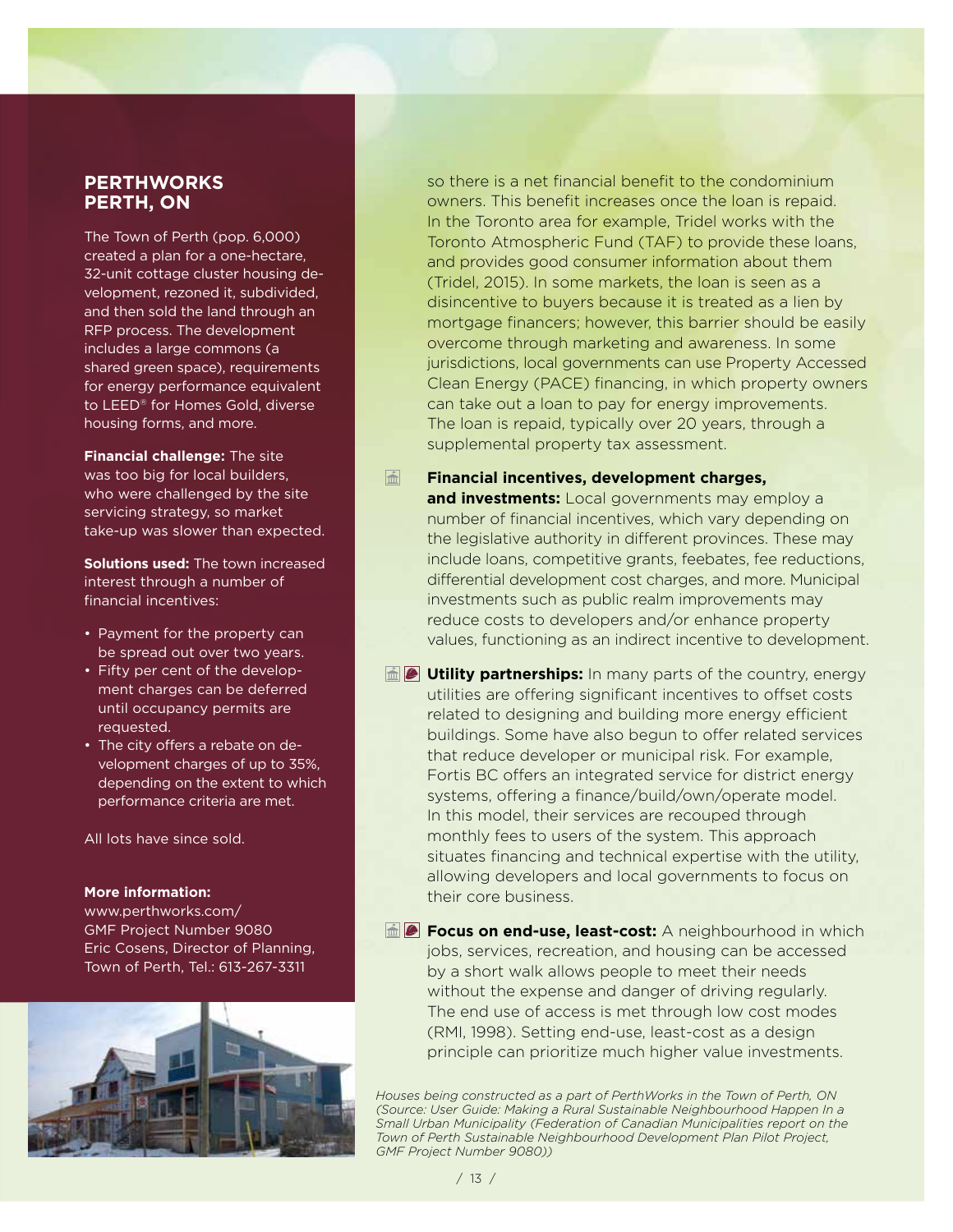## PERTHWORKS PERTH, ON

The Town of Perth (pop. 6,000) created a plan for a one-hectare, 32-unit cottage cluster housing development, rezoned it, subdivided, and then sold the land through an RFP process. The development includes a large commons (a shared green space), requirements for energy performance equivalent to LEED® for Homes Gold, diverse housing forms, and more.

**Financial challenge:** The site was too big for local builders, who were challenged by the site servicing strategy, so market take-up was slower than expected.

**Solutions used:** The town increased interest through a number of financial incentives:

- Payment for the property can be spread out over two years.
- Fifty per cent of the development charges can be deferred until occupancy permits are requested.
- The city offers a rebate on development charges of up to 35%, depending on the extent to which performance criteria are met.

All lots have since sold.

**More information:**
www.perthworks.com/
GMF Project Number 9080
Eric Cosens, Director of Planning, Town of Perth, Tel.: 613-267-3311

*Houses being constructed as a part of PerthWorks in the Town of Perth, ON (Source: User Guide: Making a Rural Sustainable Neighbourhood Happen In a Small Urban Municipality (Federation of Canadian Municipalities report on the Town of Perth Sustainable Neighbourhood Development Plan Pilot Project, GMF Project Number 9080))*

so there is a net financial benefit to the condominium owners. This benefit increases once the loan is repaid. In the Toronto area for example, Tridel works with the Toronto Atmospheric Fund (TAF) to provide these loans, and provides good consumer information about them (Tridel, 2015). In some markets, the loan is seen as a disincentive to buyers because it is treated as a lien by mortgage financers; however, this barrier should be easily overcome through marketing and awareness. In some jurisdictions, local governments can use Property Accessed Clean Energy (PACE) financing, in which property owners can take out a loan to pay for energy improvements. The loan is repaid, typically over 20 years, through a supplemental property tax assessment.

**Financial incentives, development charges, and investments:** Local governments may employ a number of financial incentives, which vary depending on the legislative authority in different provinces. These may include loans, competitive grants, feebates, fee reductions, differential development cost charges, and more. Municipal investments such as public realm improvements may reduce costs to developers and/or enhance property values, functioning as an indirect incentive to development.

**Utility partnerships:** In many parts of the country, energy utilities are offering significant incentives to offset costs related to designing and building more energy efficient buildings. Some have also begun to offer related services that reduce developer or municipal risk. For example, Fortis BC offers an integrated service for district energy systems, offering a finance/build/own/operate model. In this model, their services are recouped through monthly fees to users of the system. This approach situates financing and technical expertise with the utility, allowing developers and local governments to focus on their core business.

**Focus on end-use, least-cost:** A neighbourhood in which jobs, services, recreation, and housing can be accessed by a short walk allows people to meet their needs without the expense and danger of driving regularly. The end use of access is met through low cost modes (RMI, 1998). Setting end-use, least-cost as a design principle can prioritize much higher value investments.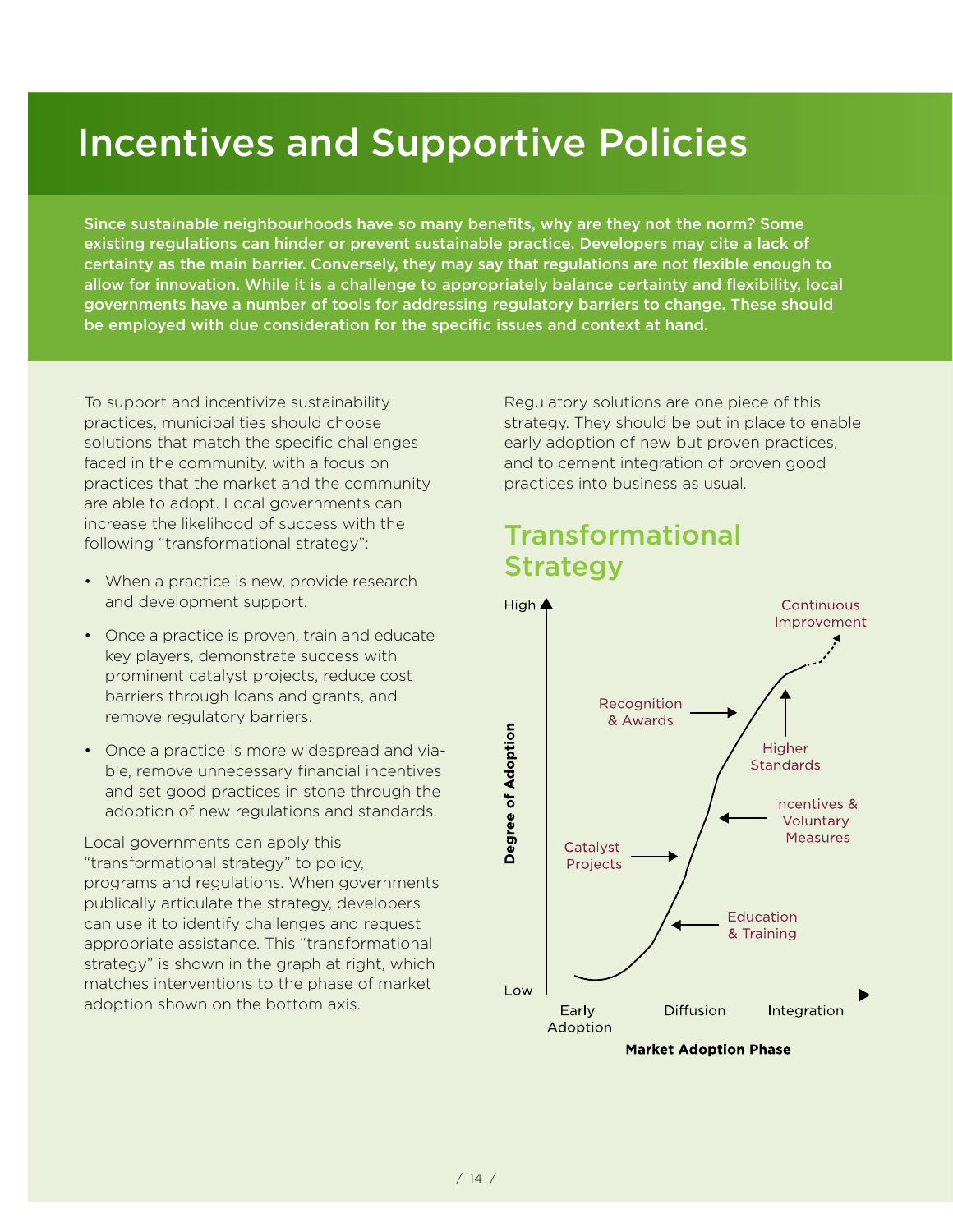# Incentives and Supportive Policies

**Since sustainable neighbourhoods have so many benefits, why are they not the norm? Some existing regulations can hinder or prevent sustainable practice. Developers may cite a lack of certainty as the main barrier. Conversely, they may say that regulations are not flexible enough to allow for innovation. While it is a challenge to appropriately balance certainty and flexibility, local governments have a number of tools for addressing regulatory barriers to change. These should be employed with due consideration for the specific issues and context at hand.**

To support and incentivize sustainability practices, municipalities should choose solutions that match the specific challenges faced in the community, with a focus on practices that the market and the community are able to adopt. Local governments can increase the likelihood of success with the following "transformational strategy":

- When a practice is new, provide research and development support.
- Once a practice is proven, train and educate key players, demonstrate success with prominent catalyst projects, reduce cost barriers through loans and grants, and remove regulatory barriers.
- Once a practice is more widespread and viable, remove unnecessary financial incentives and set good practices in stone through the adoption of new regulations and standards.

Local governments can apply this "transformational strategy" to policy, programs and regulations. When governments publically articulate the strategy, developers can use it to identify challenges and request appropriate assistance. This "transformational strategy" is shown in the graph at right, which matches interventions to the phase of market adoption shown on the bottom axis.

Regulatory solutions are one piece of this strategy. They should be put in place to enable early adoption of new but proven practices, and to cement integration of proven good practices into business as usual.

## Transformational Strategy

Degree of Adoption (Low – High) vs. Market Adoption Phase (Early Adoption, Diffusion, Integration)

Education & Training → Catalyst Projects → Incentives & Voluntary Measures → Recognition & Awards → Higher Standards → Continuous Improvement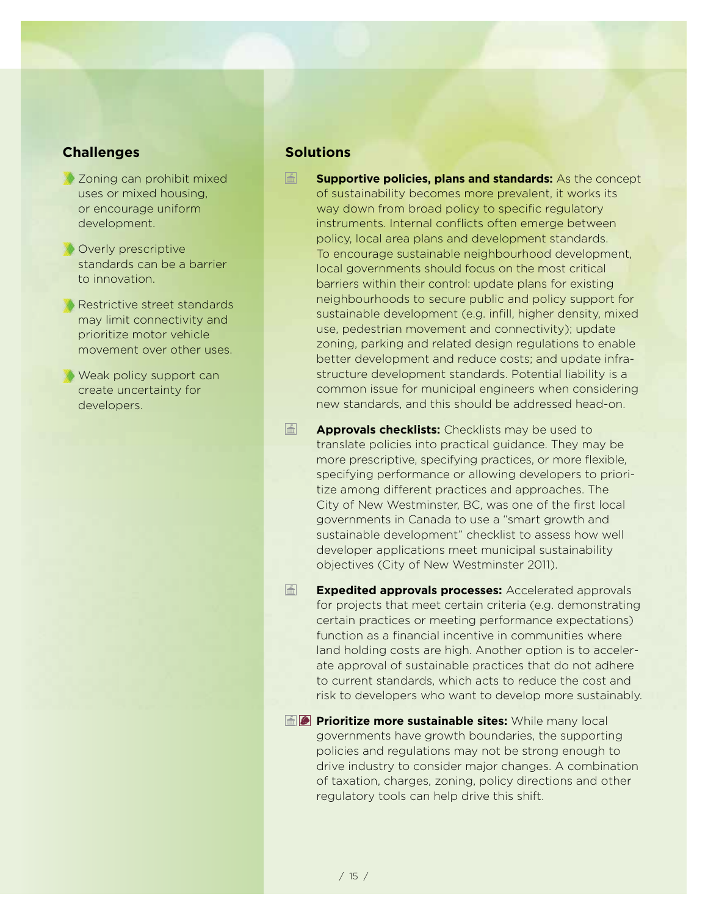## Challenges

- Zoning can prohibit mixed uses or mixed housing, or encourage uniform development.
- Overly prescriptive standards can be a barrier to innovation.
- Restrictive street standards may limit connectivity and prioritize motor vehicle movement over other uses.
- Weak policy support can create uncertainty for developers.

## Solutions

- **Supportive policies, plans and standards:** As the concept of sustainability becomes more prevalent, it works its way down from broad policy to specific regulatory instruments. Internal conflicts often emerge between policy, local area plans and development standards. To encourage sustainable neighbourhood development, local governments should focus on the most critical barriers within their control: update plans for existing neighbourhoods to secure public and policy support for sustainable development (e.g. infill, higher density, mixed use, pedestrian movement and connectivity); update zoning, parking and related design regulations to enable better development and reduce costs; and update infrastructure development standards. Potential liability is a common issue for municipal engineers when considering new standards, and this should be addressed head-on.
- **Approvals checklists:** Checklists may be used to translate policies into practical guidance. They may be more prescriptive, specifying practices, or more flexible, specifying performance or allowing developers to prioritize among different practices and approaches. The City of New Westminster, BC, was one of the first local governments in Canada to use a "smart growth and sustainable development" checklist to assess how well developer applications meet municipal sustainability objectives (City of New Westminster 2011).
- **Expedited approvals processes:** Accelerated approvals for projects that meet certain criteria (e.g. demonstrating certain practices or meeting performance expectations) function as a financial incentive in communities where land holding costs are high. Another option is to accelerate approval of sustainable practices that do not adhere to current standards, which acts to reduce the cost and risk to developers who want to develop more sustainably.
- **Prioritize more sustainable sites:** While many local governments have growth boundaries, the supporting policies and regulations may not be strong enough to drive industry to consider major changes. A combination of taxation, charges, zoning, policy directions and other regulatory tools can help drive this shift.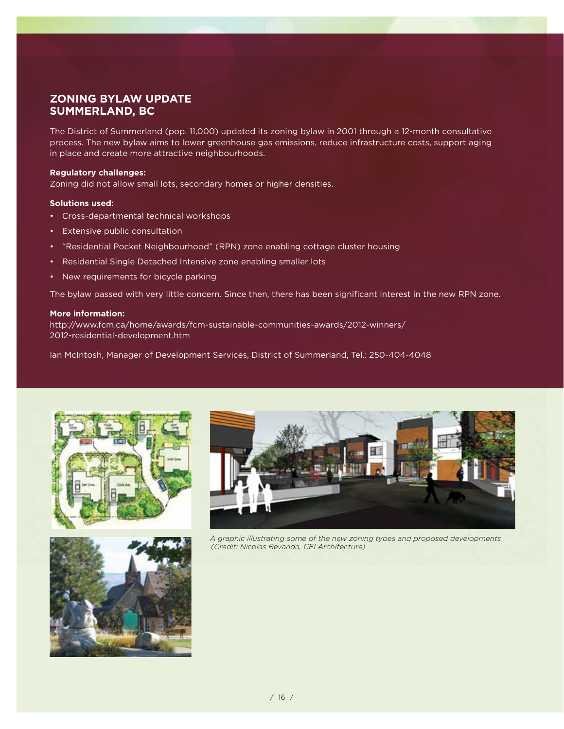## ZONING BYLAW UPDATE SUMMERLAND, BC

The District of Summerland (pop. 11,000) updated its zoning bylaw in 2001 through a 12-month consultative process. The new bylaw aims to lower greenhouse gas emissions, reduce infrastructure costs, support aging in place and create more attractive neighbourhoods.

**Regulatory challenges:**
Zoning did not allow small lots, secondary homes or higher densities.

**Solutions used:**

- Cross-departmental technical workshops
- Extensive public consultation
- "Residential Pocket Neighbourhood" (RPN) zone enabling cottage cluster housing
- Residential Single Detached Intensive zone enabling smaller lots
- New requirements for bicycle parking

The bylaw passed with very little concern. Since then, there has been significant interest in the new RPN zone.

**More information:**
http://www.fcm.ca/home/awards/fcm-sustainable-communities-awards/2012-winners/2012-residential-development.htm

Ian McIntosh, Manager of Development Services, District of Summerland, Tel.: 250-404-4048

*A graphic illustrating some of the new zoning types and proposed developments (Credit: Nicolas Bevanda, CEI Architecture)*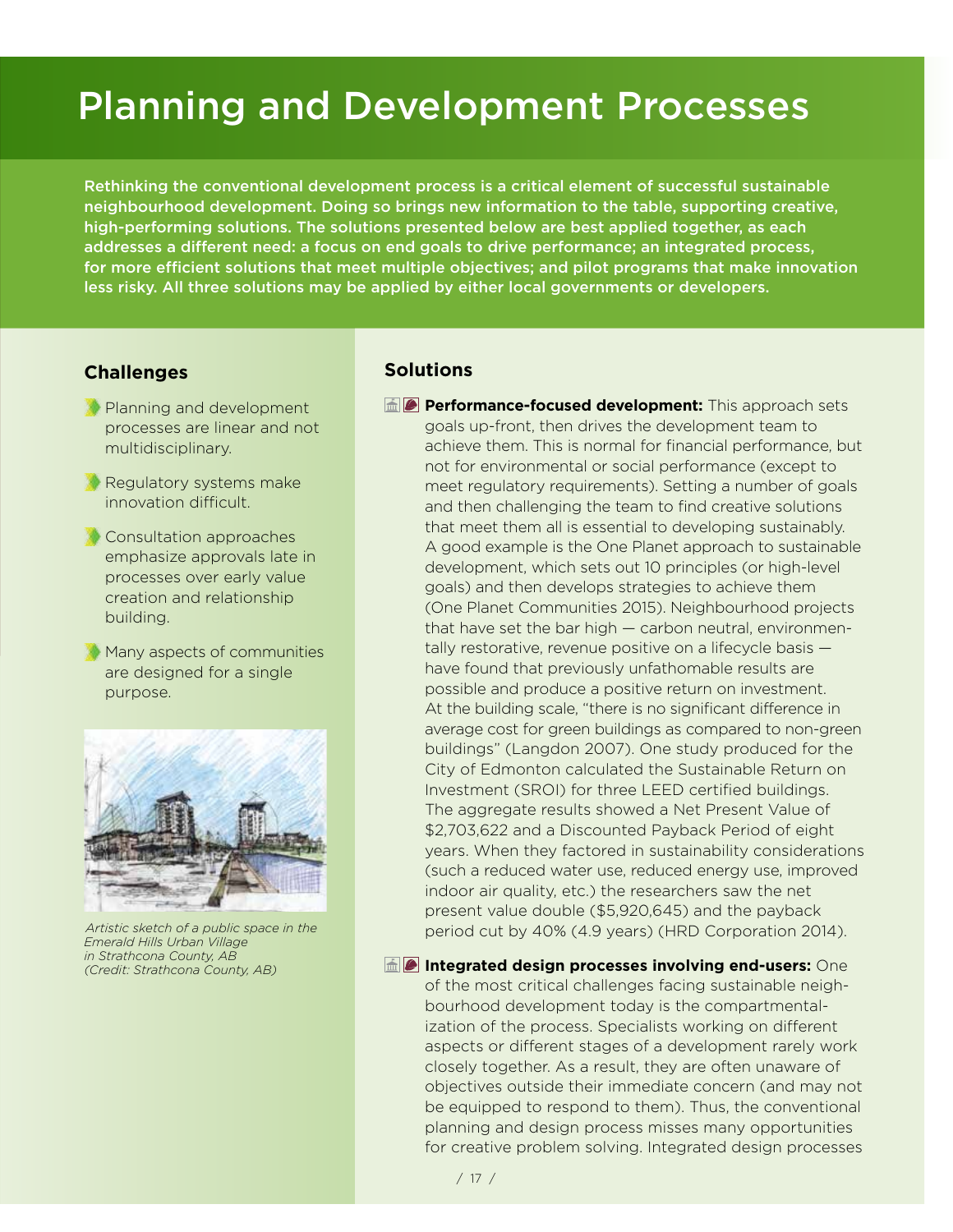# Planning and Development Processes

**Rethinking the conventional development process is a critical element of successful sustainable neighbourhood development. Doing so brings new information to the table, supporting creative, high-performing solutions. The solutions presented below are best applied together, as each addresses a different need: a focus on end goals to drive performance; an integrated process, for more efficient solutions that meet multiple objectives; and pilot programs that make innovation less risky. All three solutions may be applied by either local governments or developers.**

### Challenges

- Planning and development processes are linear and not multidisciplinary.
- Regulatory systems make innovation difficult.
- Consultation approaches emphasize approvals late in processes over early value creation and relationship building.
- Many aspects of communities are designed for a single purpose.

*Artistic sketch of a public space in the Emerald Hills Urban Village in Strathcona County, AB (Credit: Strathcona County, AB)*

### Solutions

**Performance-focused development:** This approach sets goals up-front, then drives the development team to achieve them. This is normal for financial performance, but not for environmental or social performance (except to meet regulatory requirements). Setting a number of goals and then challenging the team to find creative solutions that meet them all is essential to developing sustainably. A good example is the One Planet approach to sustainable development, which sets out 10 principles (or high-level goals) and then develops strategies to achieve them (One Planet Communities 2015). Neighbourhood projects that have set the bar high — carbon neutral, environmentally restorative, revenue positive on a lifecycle basis — have found that previously unfathomable results are possible and produce a positive return on investment. At the building scale, "there is no significant difference in average cost for green buildings as compared to non-green buildings" (Langdon 2007). One study produced for the City of Edmonton calculated the Sustainable Return on Investment (SROI) for three LEED certified buildings. The aggregate results showed a Net Present Value of $2,703,622 and a Discounted Payback Period of eight years. When they factored in sustainability considerations (such a reduced water use, reduced energy use, improved indoor air quality, etc.) the researchers saw the net present value double ($5,920,645) and the payback period cut by 40% (4.9 years) (HRD Corporation 2014).

**Integrated design processes involving end-users:** One of the most critical challenges facing sustainable neighbourhood development today is the compartmentalization of the process. Specialists working on different aspects or different stages of a development rarely work closely together. As a result, they are often unaware of objectives outside their immediate concern (and may not be equipped to respond to them). Thus, the conventional planning and design process misses many opportunities for creative problem solving. Integrated design processes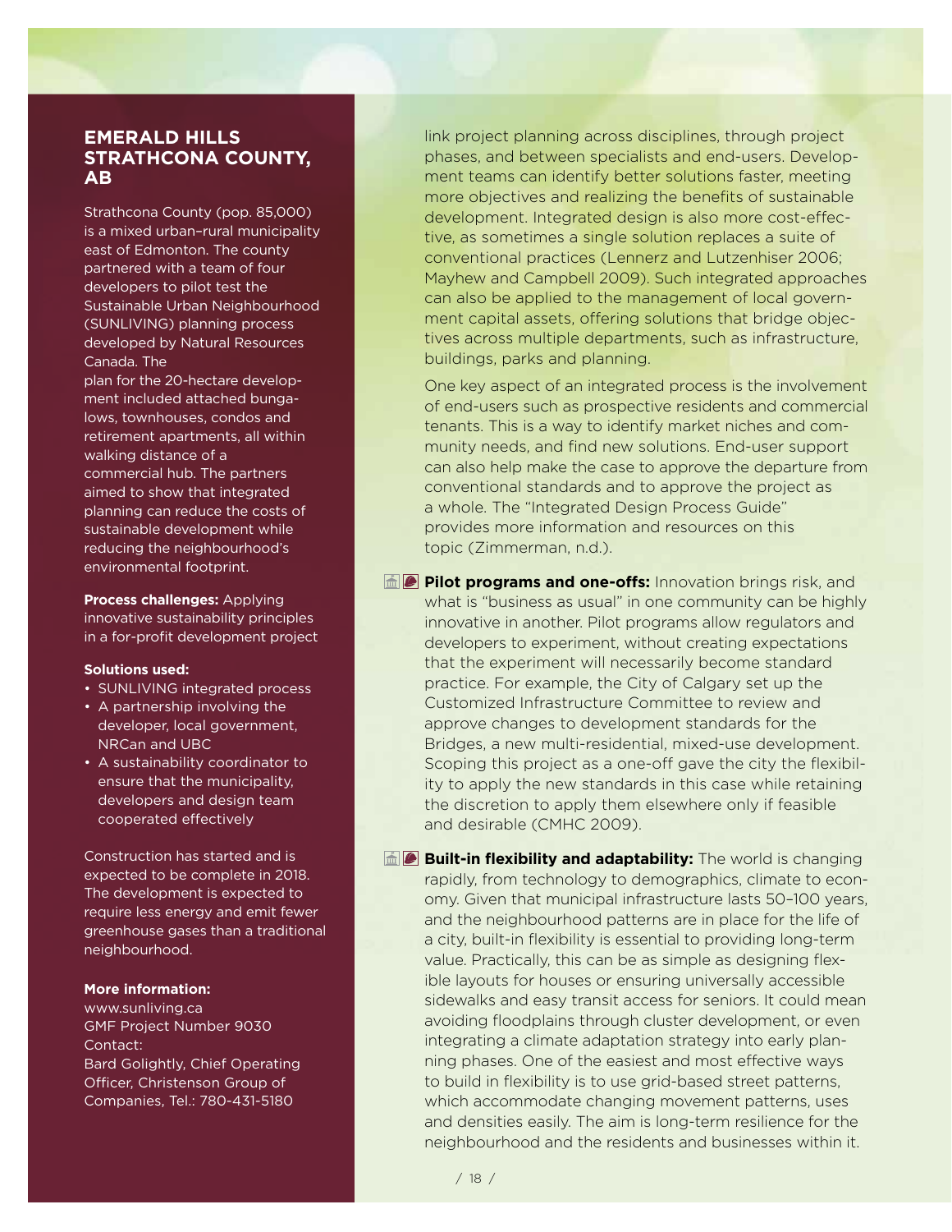## EMERALD HILLS STRATHCONA COUNTY, AB

Strathcona County (pop. 85,000) is a mixed urban–rural municipality east of Edmonton. The county partnered with a team of four developers to pilot test the Sustainable Urban Neighbourhood (SUNLIVING) planning process developed by Natural Resources Canada. The plan for the 20-hectare development included attached bungalows, townhouses, condos and retirement apartments, all within walking distance of a commercial hub. The partners aimed to show that integrated planning can reduce the costs of sustainable development while reducing the neighbourhood's environmental footprint.

**Process challenges:** Applying innovative sustainability principles in a for-profit development project

**Solutions used:**

- SUNLIVING integrated process
- A partnership involving the developer, local government, NRCan and UBC
- A sustainability coordinator to ensure that the municipality, developers and design team cooperated effectively

Construction has started and is expected to be complete in 2018. The development is expected to require less energy and emit fewer greenhouse gases than a traditional neighbourhood.

**More information:**
www.sunliving.ca
GMF Project Number 9030
Contact:
Bard Golightly, Chief Operating Officer, Christenson Group of Companies, Tel.: 780-431-5180

link project planning across disciplines, through project phases, and between specialists and end-users. Development teams can identify better solutions faster, meeting more objectives and realizing the benefits of sustainable development. Integrated design is also more cost-effective, as sometimes a single solution replaces a suite of conventional practices (Lennerz and Lutzenhiser 2006; Mayhew and Campbell 2009). Such integrated approaches can also be applied to the management of local government capital assets, offering solutions that bridge objectives across multiple departments, such as infrastructure, buildings, parks and planning.

One key aspect of an integrated process is the involvement of end-users such as prospective residents and commercial tenants. This is a way to identify market niches and community needs, and find new solutions. End-user support can also help make the case to approve the departure from conventional standards and to approve the project as a whole. The "Integrated Design Process Guide" provides more information and resources on this topic (Zimmerman, n.d.).

**Pilot programs and one-offs:** Innovation brings risk, and what is "business as usual" in one community can be highly innovative in another. Pilot programs allow regulators and developers to experiment, without creating expectations that the experiment will necessarily become standard practice. For example, the City of Calgary set up the Customized Infrastructure Committee to review and approve changes to development standards for the Bridges, a new multi-residential, mixed-use development. Scoping this project as a one-off gave the city the flexibility to apply the new standards in this case while retaining the discretion to apply them elsewhere only if feasible and desirable (CMHC 2009).

**Built-in flexibility and adaptability:** The world is changing rapidly, from technology to demographics, climate to economy. Given that municipal infrastructure lasts 50–100 years, and the neighbourhood patterns are in place for the life of a city, built-in flexibility is essential to providing long-term value. Practically, this can be as simple as designing flexible layouts for houses or ensuring universally accessible sidewalks and easy transit access for seniors. It could mean avoiding floodplains through cluster development, or even integrating a climate adaptation strategy into early planning phases. One of the easiest and most effective ways to build in flexibility is to use grid-based street patterns, which accommodate changing movement patterns, uses and densities easily. The aim is long-term resilience for the neighbourhood and the residents and businesses within it.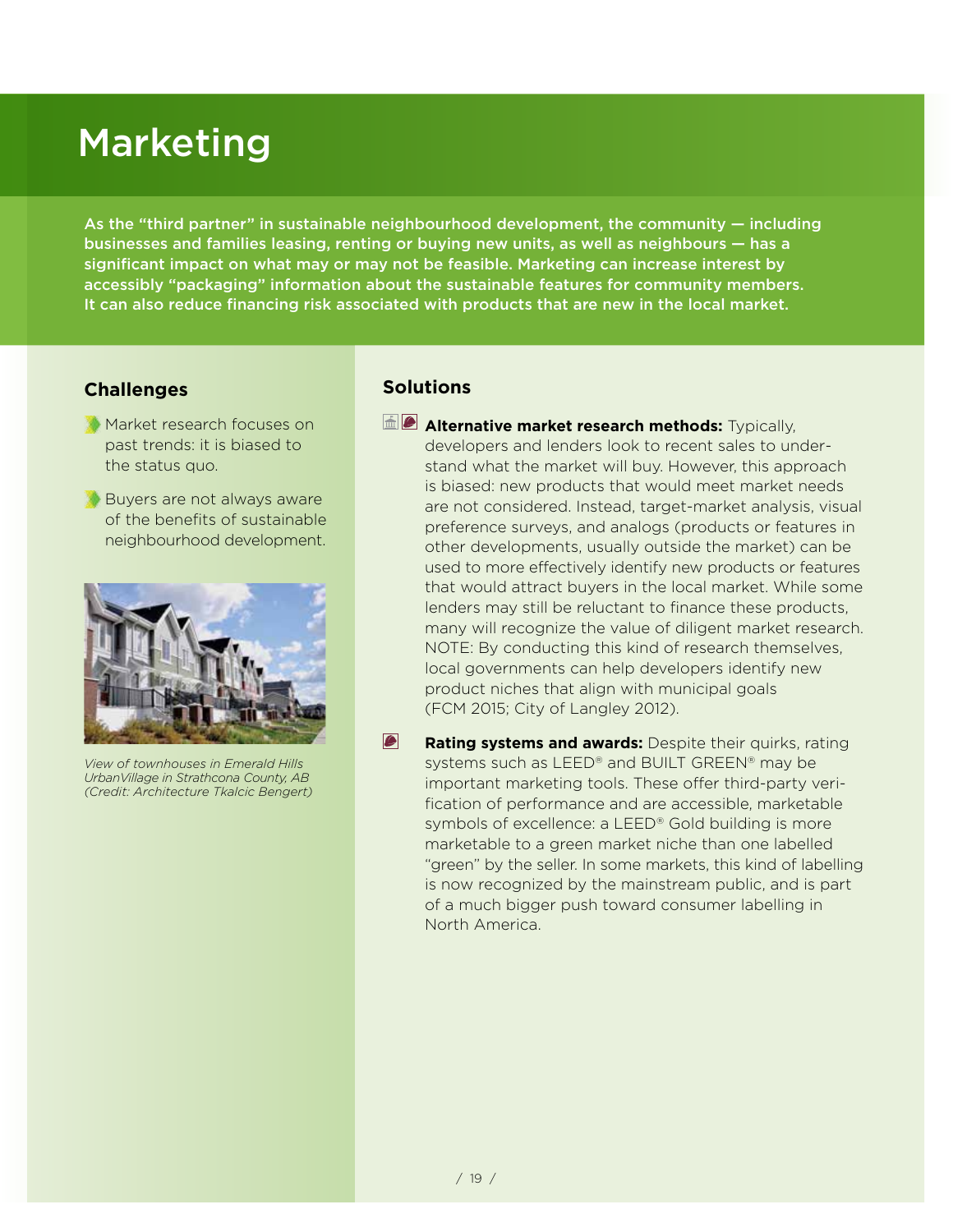# Marketing

**As the "third partner" in sustainable neighbourhood development, the community — including businesses and families leasing, renting or buying new units, as well as neighbours — has a significant impact on what may or may not be feasible. Marketing can increase interest by accessibly "packaging" information about the sustainable features for community members. It can also reduce financing risk associated with products that are new in the local market.**

## Challenges

- Market research focuses on past trends: it is biased to the status quo.
- Buyers are not always aware of the benefits of sustainable neighbourhood development.

*View of townhouses in Emerald Hills UrbanVillage in Strathcona County, AB (Credit: Architecture Tkalcic Bengert)*

## Solutions

**Alternative market research methods:** Typically, developers and lenders look to recent sales to understand what the market will buy. However, this approach is biased: new products that would meet market needs are not considered. Instead, target-market analysis, visual preference surveys, and analogs (products or features in other developments, usually outside the market) can be used to more effectively identify new products or features that would attract buyers in the local market. While some lenders may still be reluctant to finance these products, many will recognize the value of diligent market research. NOTE: By conducting this kind of research themselves, local governments can help developers identify new product niches that align with municipal goals (FCM 2015; City of Langley 2012).

**Rating systems and awards:** Despite their quirks, rating systems such as LEED® and BUILT GREEN® may be important marketing tools. These offer third-party verification of performance and are accessible, marketable symbols of excellence: a LEED® Gold building is more marketable to a green market niche than one labelled "green" by the seller. In some markets, this kind of labelling is now recognized by the mainstream public, and is part of a much bigger push toward consumer labelling in North America.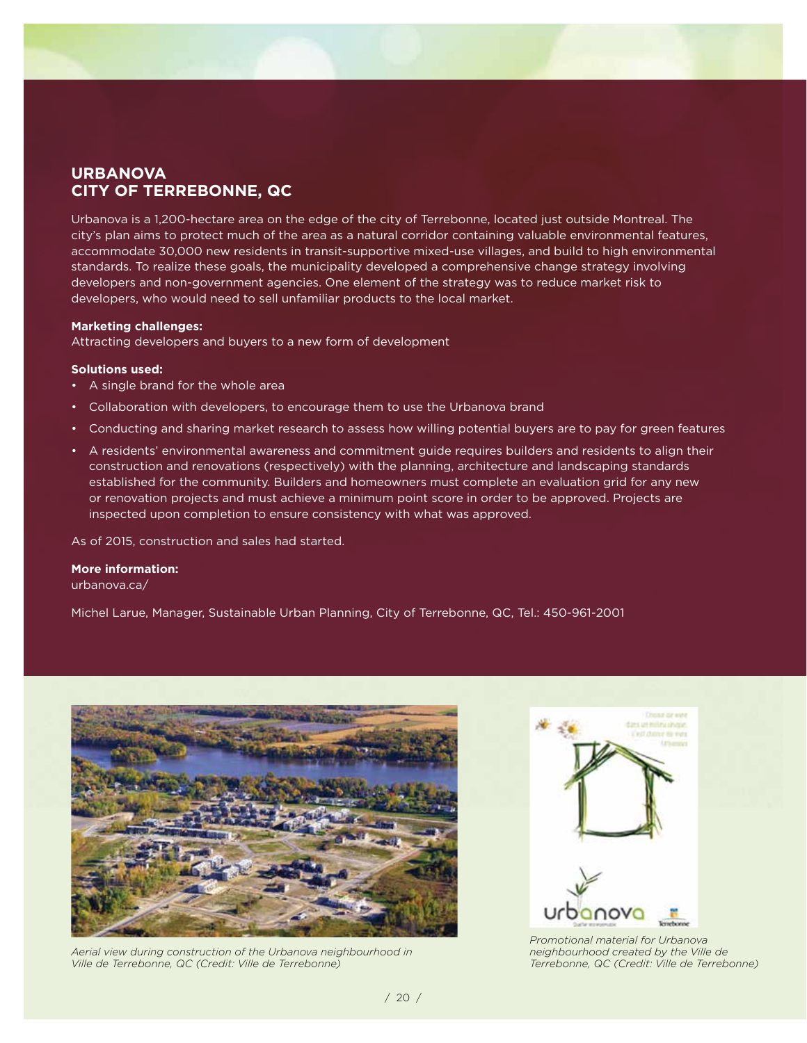## URBANOVA
## CITY OF TERREBONNE, QC

Urbanova is a 1,200-hectare area on the edge of the city of Terrebonne, located just outside Montreal. The city's plan aims to protect much of the area as a natural corridor containing valuable environmental features, accommodate 30,000 new residents in transit-supportive mixed-use villages, and build to high environmental standards. To realize these goals, the municipality developed a comprehensive change strategy involving developers and non-government agencies. One element of the strategy was to reduce market risk to developers, who would need to sell unfamiliar products to the local market.

**Marketing challenges:**
Attracting developers and buyers to a new form of development

**Solutions used:**

- A single brand for the whole area
- Collaboration with developers, to encourage them to use the Urbanova brand
- Conducting and sharing market research to assess how willing potential buyers are to pay for green features
- A residents' environmental awareness and commitment guide requires builders and residents to align their construction and renovations (respectively) with the planning, architecture and landscaping standards established for the community. Builders and homeowners must complete an evaluation grid for any new or renovation projects and must achieve a minimum point score in order to be approved. Projects are inspected upon completion to ensure consistency with what was approved.

As of 2015, construction and sales had started.

**More information:**
urbanova.ca/

Michel Larue, Manager, Sustainable Urban Planning, City of Terrebonne, QC, Tel.: 450-961-2001

*Aerial view during construction of the Urbanova neighbourhood in Ville de Terrebonne, QC (Credit: Ville de Terrebonne)*

*Promotional material for Urbanova neighbourhood created by the Ville de Terrebonne, QC (Credit: Ville de Terrebonne)*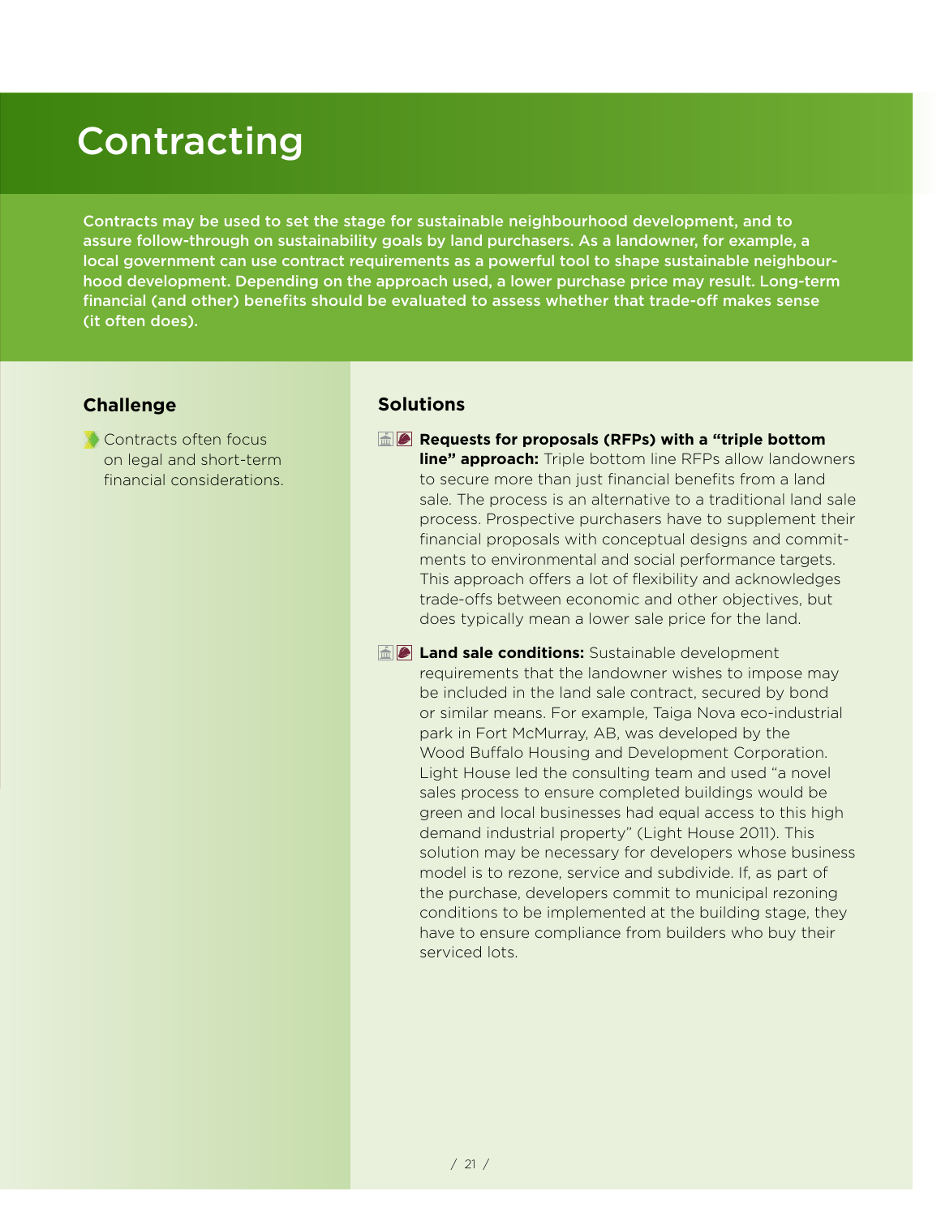# Contracting

**Contracts may be used to set the stage for sustainable neighbourhood development, and to assure follow-through on sustainability goals by land purchasers. As a landowner, for example, a local government can use contract requirements as a powerful tool to shape sustainable neighbourhood development. Depending on the approach used, a lower purchase price may result. Long-term financial (and other) benefits should be evaluated to assess whether that trade-off makes sense (it often does).**

## Challenge

- Contracts often focus on legal and short-term financial considerations.

## Solutions

- **Requests for proposals (RFPs) with a "triple bottom line" approach:** Triple bottom line RFPs allow landowners to secure more than just financial benefits from a land sale. The process is an alternative to a traditional land sale process. Prospective purchasers have to supplement their financial proposals with conceptual designs and commitments to environmental and social performance targets. This approach offers a lot of flexibility and acknowledges trade-offs between economic and other objectives, but does typically mean a lower sale price for the land.

- **Land sale conditions:** Sustainable development requirements that the landowner wishes to impose may be included in the land sale contract, secured by bond or similar means. For example, Taiga Nova eco-industrial park in Fort McMurray, AB, was developed by the Wood Buffalo Housing and Development Corporation. Light House led the consulting team and used "a novel sales process to ensure completed buildings would be green and local businesses had equal access to this high demand industrial property" (Light House 2011). This solution may be necessary for developers whose business model is to rezone, service and subdivide. If, as part of the purchase, developers commit to municipal rezoning conditions to be implemented at the building stage, they have to ensure compliance from builders who buy their serviced lots.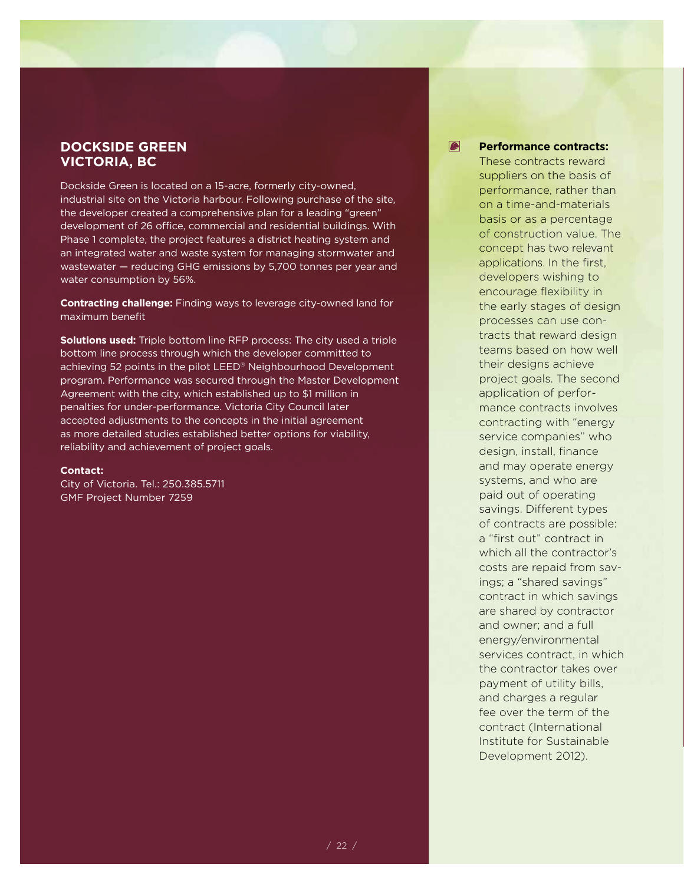## DOCKSIDE GREEN
## VICTORIA, BC

Dockside Green is located on a 15-acre, formerly city-owned, industrial site on the Victoria harbour. Following purchase of the site, the developer created a comprehensive plan for a leading "green" development of 26 office, commercial and residential buildings. With Phase 1 complete, the project features a district heating system and an integrated water and waste system for managing stormwater and wastewater — reducing GHG emissions by 5,700 tonnes per year and water consumption by 56%.

**Contracting challenge:** Finding ways to leverage city-owned land for maximum benefit

**Solutions used:** Triple bottom line RFP process: The city used a triple bottom line process through which the developer committed to achieving 52 points in the pilot LEED® Neighbourhood Development program. Performance was secured through the Master Development Agreement with the city, which established up to $1 million in penalties for under-performance. Victoria City Council later accepted adjustments to the concepts in the initial agreement as more detailed studies established better options for viability, reliability and achievement of project goals.

**Contact:**
City of Victoria. Tel.: 250.385.5711
GMF Project Number 7259

- **Performance contracts:** These contracts reward suppliers on the basis of performance, rather than on a time-and-materials basis or as a percentage of construction value. The concept has two relevant applications. In the first, developers wishing to encourage flexibility in the early stages of design processes can use contracts that reward design teams based on how well their designs achieve project goals. The second application of performance contracts involves contracting with "energy service companies" who design, install, finance and may operate energy systems, and who are paid out of operating savings. Different types of contracts are possible: a "first out" contract in which all the contractor's costs are repaid from savings; a "shared savings" contract in which savings are shared by contractor and owner; and a full energy/environmental services contract, in which the contractor takes over payment of utility bills, and charges a regular fee over the term of the contract (International Institute for Sustainable Development 2012).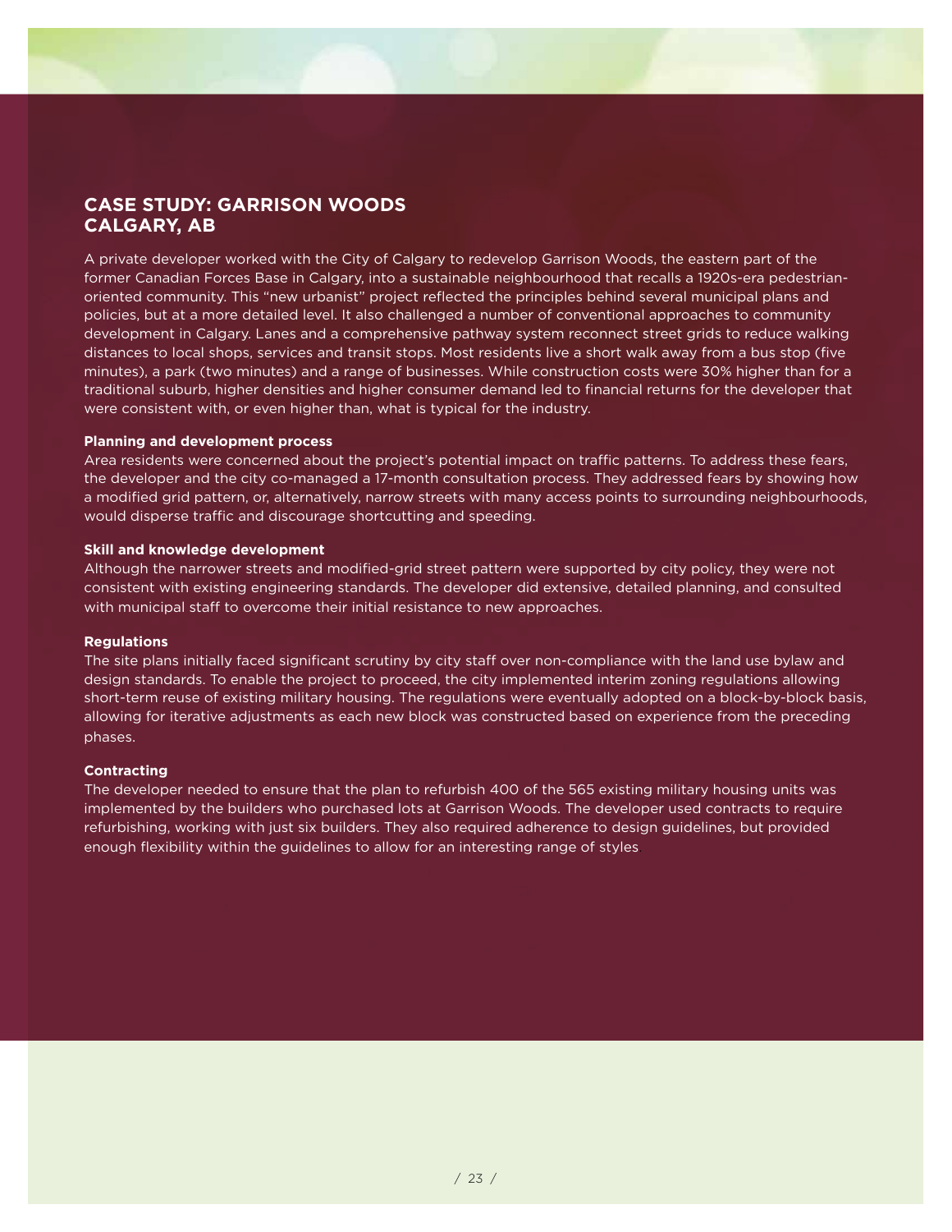## CASE STUDY: GARRISON WOODS CALGARY, AB

A private developer worked with the City of Calgary to redevelop Garrison Woods, the eastern part of the former Canadian Forces Base in Calgary, into a sustainable neighbourhood that recalls a 1920s-era pedestrian-oriented community. This "new urbanist" project reflected the principles behind several municipal plans and policies, but at a more detailed level. It also challenged a number of conventional approaches to community development in Calgary. Lanes and a comprehensive pathway system reconnect street grids to reduce walking distances to local shops, services and transit stops. Most residents live a short walk away from a bus stop (five minutes), a park (two minutes) and a range of businesses. While construction costs were 30% higher than for a traditional suburb, higher densities and higher consumer demand led to financial returns for the developer that were consistent with, or even higher than, what is typical for the industry.

**Planning and development process**

Area residents were concerned about the project's potential impact on traffic patterns. To address these fears, the developer and the city co-managed a 17-month consultation process. They addressed fears by showing how a modified grid pattern, or, alternatively, narrow streets with many access points to surrounding neighbourhoods, would disperse traffic and discourage shortcutting and speeding.

**Skill and knowledge development**

Although the narrower streets and modified-grid street pattern were supported by city policy, they were not consistent with existing engineering standards. The developer did extensive, detailed planning, and consulted with municipal staff to overcome their initial resistance to new approaches.

**Regulations**

The site plans initially faced significant scrutiny by city staff over non-compliance with the land use bylaw and design standards. To enable the project to proceed, the city implemented interim zoning regulations allowing short-term reuse of existing military housing. The regulations were eventually adopted on a block-by-block basis, allowing for iterative adjustments as each new block was constructed based on experience from the preceding phases.

**Contracting**

The developer needed to ensure that the plan to refurbish 400 of the 565 existing military housing units was implemented by the builders who purchased lots at Garrison Woods. The developer used contracts to require refurbishing, working with just six builders. They also required adherence to design guidelines, but provided enough flexibility within the guidelines to allow for an interesting range of styles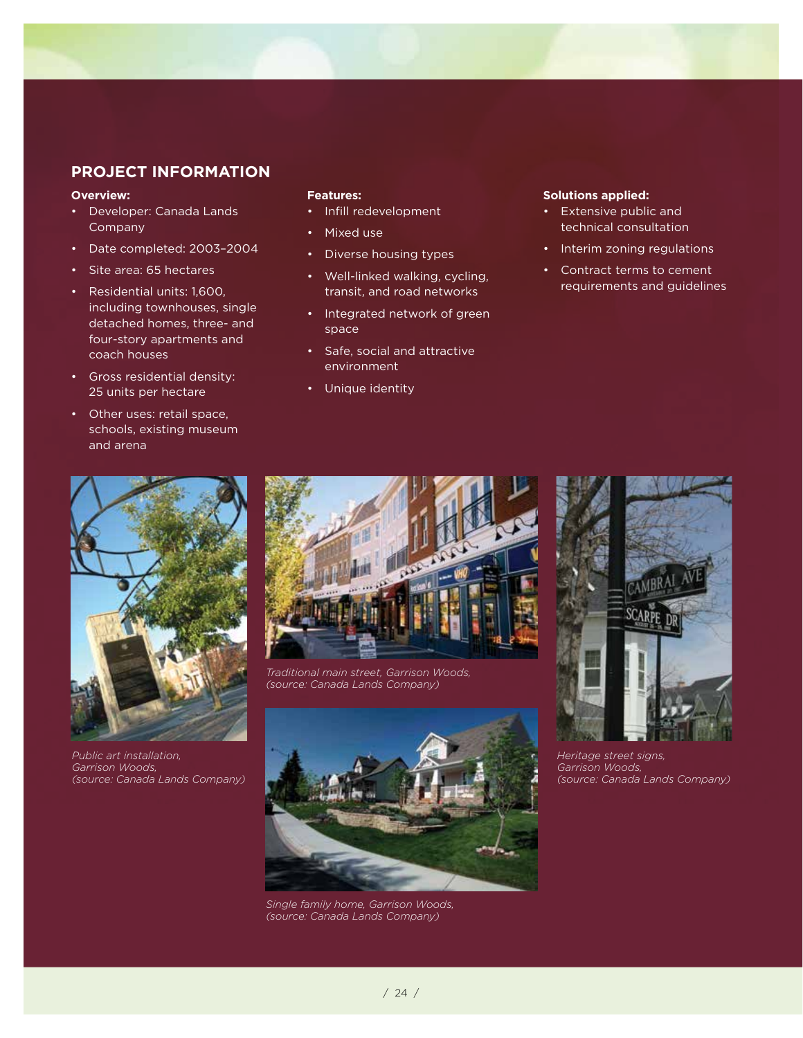## PROJECT INFORMATION

**Overview:**

- Developer: Canada Lands Company
- Date completed: 2003–2004
- Site area: 65 hectares
- Residential units: 1,600, including townhouses, single detached homes, three- and four-story apartments and coach houses
- Gross residential density: 25 units per hectare
- Other uses: retail space, schools, existing museum and arena

**Features:**

- Infill redevelopment
- Mixed use
- Diverse housing types
- Well-linked walking, cycling, transit, and road networks
- Integrated network of green space
- Safe, social and attractive environment
- Unique identity

**Solutions applied:**

- Extensive public and technical consultation
- Interim zoning regulations
- Contract terms to cement requirements and guidelines

*Public art installation, Garrison Woods, (source: Canada Lands Company)*

*Traditional main street, Garrison Woods, (source: Canada Lands Company)*

*Single family home, Garrison Woods, (source: Canada Lands Company)*

*Heritage street signs, Garrison Woods, (source: Canada Lands Company)*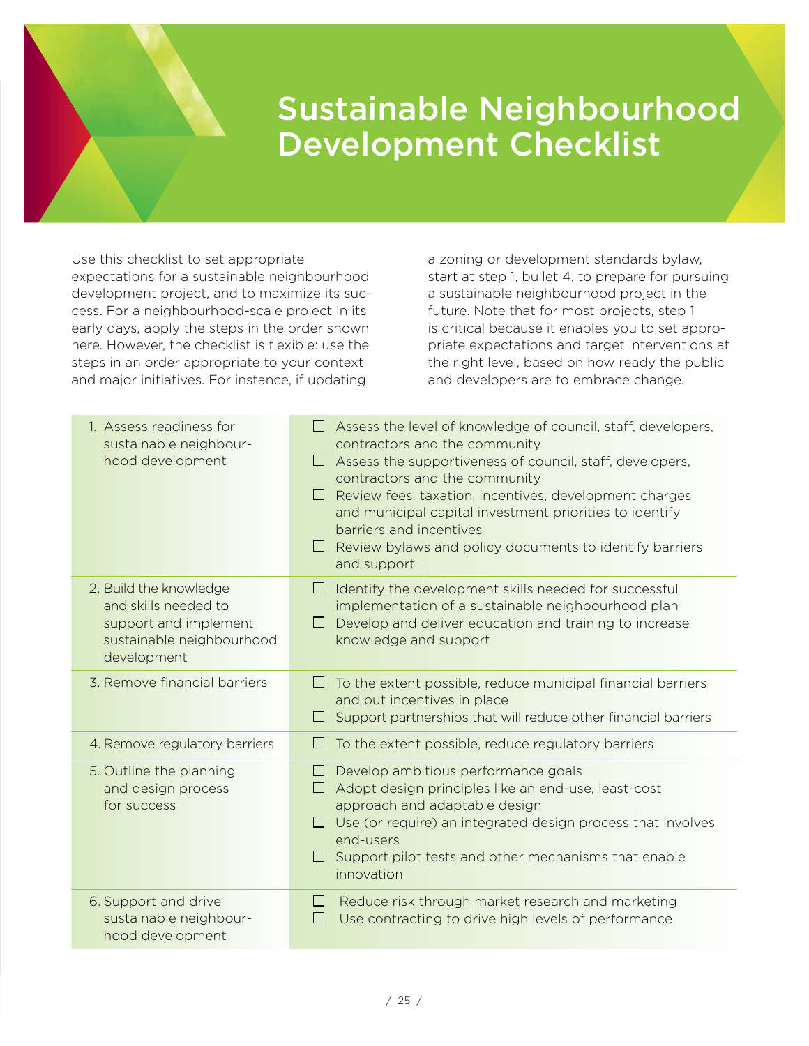# Sustainable Neighbourhood Development Checklist

Use this checklist to set appropriate expectations for a sustainable neighbourhood development project, and to maximize its success. For a neighbourhood-scale project in its early days, apply the steps in the order shown here. However, the checklist is flexible: use the steps in an order appropriate to your context and major initiatives. For instance, if updating a zoning or development standards bylaw, start at step 1, bullet 4, to prepare for pursuing a sustainable neighbourhood project in the future. Note that for most projects, step 1 is critical because it enables you to set appropriate expectations and target interventions at the right level, based on how ready the public and developers are to embrace change.

| Step | Actions |
|---|---|
| 1. Assess readiness for sustainable neighbourhood development | ☐ Assess the level of knowledge of council, staff, developers, contractors and the community<br>☐ Assess the supportiveness of council, staff, developers, contractors and the community<br>☐ Review fees, taxation, incentives, development charges and municipal capital investment priorities to identify barriers and incentives<br>☐ Review bylaws and policy documents to identify barriers and support |
| 2. Build the knowledge and skills needed to support and implement sustainable neighbourhood development | ☐ Identify the development skills needed for successful implementation of a sustainable neighbourhood plan<br>☐ Develop and deliver education and training to increase knowledge and support |
| 3. Remove financial barriers | ☐ To the extent possible, reduce municipal financial barriers and put incentives in place<br>☐ Support partnerships that will reduce other financial barriers |
| 4. Remove regulatory barriers | ☐ To the extent possible, reduce regulatory barriers |
| 5. Outline the planning and design process for success | ☐ Develop ambitious performance goals<br>☐ Adopt design principles like an end-use, least-cost approach and adaptable design<br>☐ Use (or require) an integrated design process that involves end-users<br>☐ Support pilot tests and other mechanisms that enable innovation |
| 6. Support and drive sustainable neighbourhood development | ☐ Reduce risk through market research and marketing<br>☐ Use contracting to drive high levels of performance |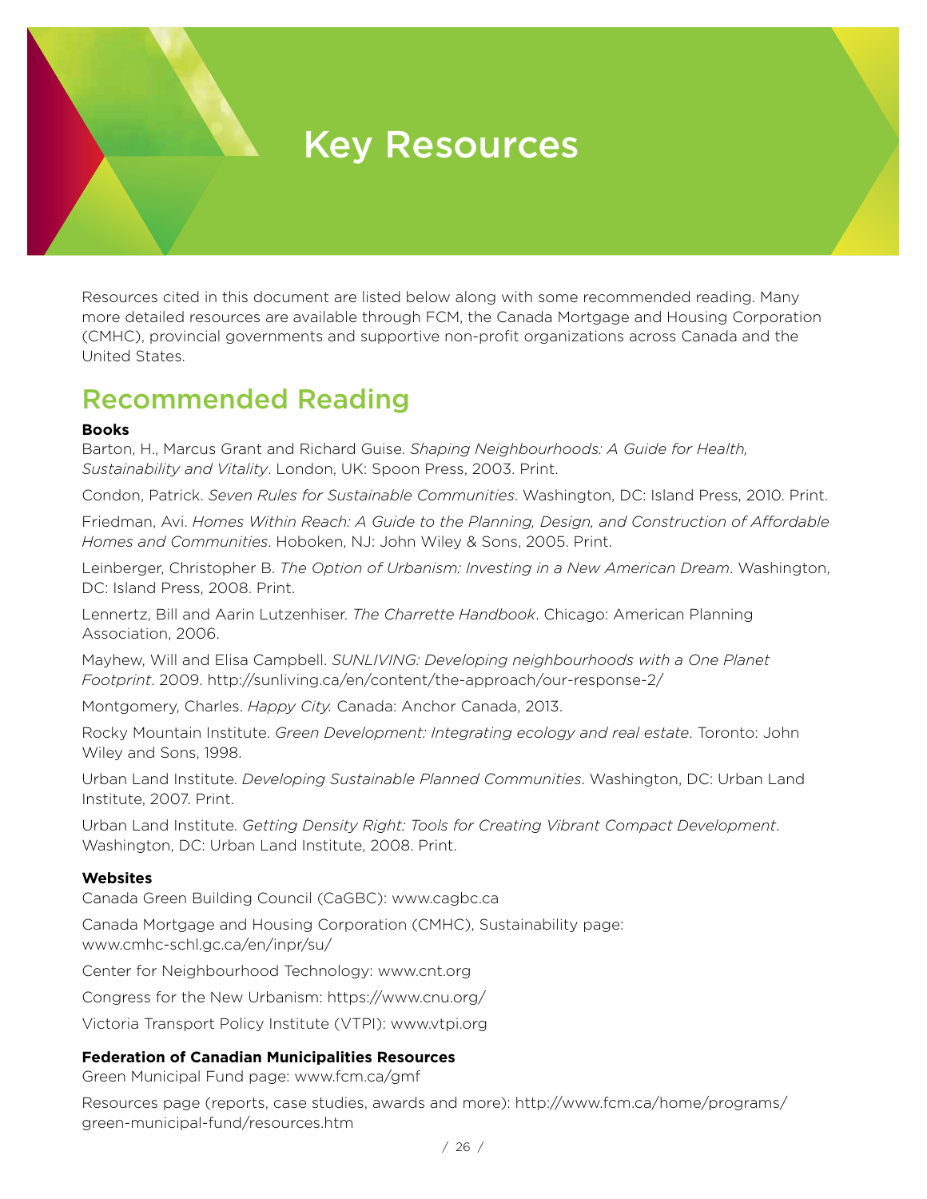# Key Resources

Resources cited in this document are listed below along with some recommended reading. Many more detailed resources are available through FCM, the Canada Mortgage and Housing Corporation (CMHC), provincial governments and supportive non-profit organizations across Canada and the United States.

## Recommended Reading

**Books**

Barton, H., Marcus Grant and Richard Guise. *Shaping Neighbourhoods: A Guide for Health, Sustainability and Vitality*. London, UK: Spoon Press, 2003. Print.

Condon, Patrick. *Seven Rules for Sustainable Communities*. Washington, DC: Island Press, 2010. Print.

Friedman, Avi. *Homes Within Reach: A Guide to the Planning, Design, and Construction of Affordable Homes and Communities*. Hoboken, NJ: John Wiley & Sons, 2005. Print.

Leinberger, Christopher B. *The Option of Urbanism: Investing in a New American Dream*. Washington, DC: Island Press, 2008. Print.

Lennertz, Bill and Aarin Lutzenhiser. *The Charrette Handbook*. Chicago: American Planning Association, 2006.

Mayhew, Will and Elisa Campbell. *SUNLIVING: Developing neighbourhoods with a One Planet Footprint*. 2009. http://sunliving.ca/en/content/the-approach/our-response-2/

Montgomery, Charles. *Happy City.* Canada: Anchor Canada, 2013.

Rocky Mountain Institute. *Green Development: Integrating ecology and real estate*. Toronto: John Wiley and Sons, 1998.

Urban Land Institute. *Developing Sustainable Planned Communities*. Washington, DC: Urban Land Institute, 2007. Print.

Urban Land Institute. *Getting Density Right: Tools for Creating Vibrant Compact Development*. Washington, DC: Urban Land Institute, 2008. Print.

**Websites**

Canada Green Building Council (CaGBC): www.cagbc.ca

Canada Mortgage and Housing Corporation (CMHC), Sustainability page: www.cmhc-schl.gc.ca/en/inpr/su/

Center for Neighbourhood Technology: www.cnt.org

Congress for the New Urbanism: https://www.cnu.org/

Victoria Transport Policy Institute (VTPI): www.vtpi.org

**Federation of Canadian Municipalities Resources**

Green Municipal Fund page: www.fcm.ca/gmf

Resources page (reports, case studies, awards and more): http://www.fcm.ca/home/programs/green-municipal-fund/resources.htm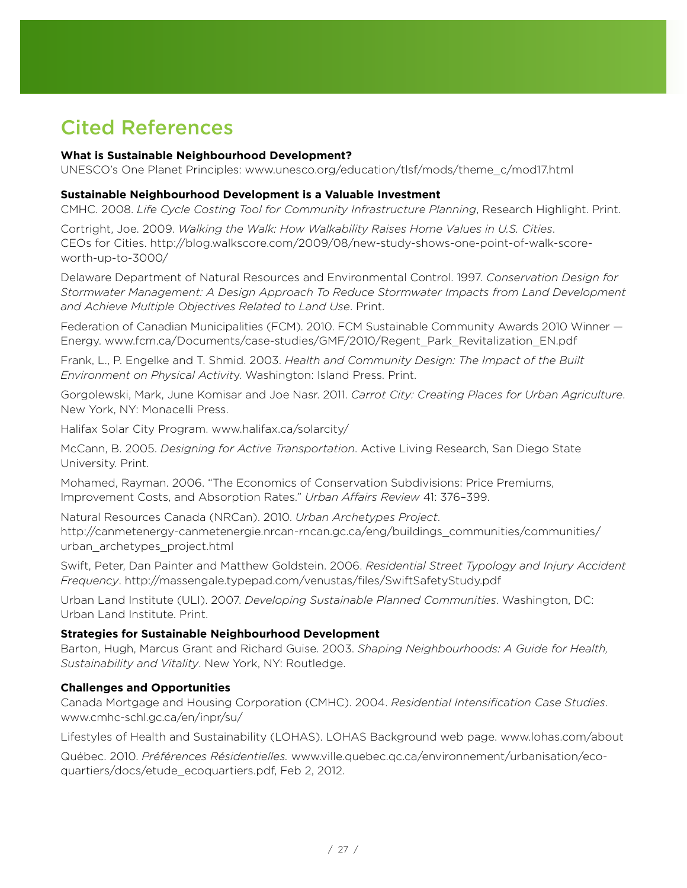# Cited References

**What is Sustainable Neighbourhood Development?**

UNESCO's One Planet Principles: www.unesco.org/education/tlsf/mods/theme_c/mod17.html

**Sustainable Neighbourhood Development is a Valuable Investment**

CMHC. 2008. *Life Cycle Costing Tool for Community Infrastructure Planning*, Research Highlight. Print.

Cortright, Joe. 2009. *Walking the Walk: How Walkability Raises Home Values in U.S. Cities*. CEOs for Cities. http://blog.walkscore.com/2009/08/new-study-shows-one-point-of-walk-score-worth-up-to-3000/

Delaware Department of Natural Resources and Environmental Control. 1997. *Conservation Design for Stormwater Management: A Design Approach To Reduce Stormwater Impacts from Land Development and Achieve Multiple Objectives Related to Land Use*. Print.

Federation of Canadian Municipalities (FCM). 2010. FCM Sustainable Community Awards 2010 Winner — Energy. www.fcm.ca/Documents/case-studies/GMF/2010/Regent_Park_Revitalization_EN.pdf

Frank, L., P. Engelke and T. Shmid. 2003. *Health and Community Design: The Impact of the Built Environment on Physical Activity*. Washington: Island Press. Print.

Gorgolewski, Mark, June Komisar and Joe Nasr. 2011. *Carrot City: Creating Places for Urban Agriculture*. New York, NY: Monacelli Press.

Halifax Solar City Program. www.halifax.ca/solarcity/

McCann, B. 2005. *Designing for Active Transportation*. Active Living Research, San Diego State University. Print.

Mohamed, Rayman. 2006. "The Economics of Conservation Subdivisions: Price Premiums, Improvement Costs, and Absorption Rates." *Urban Affairs Review* 41: 376–399.

Natural Resources Canada (NRCan). 2010. *Urban Archetypes Project*. http://canmetenergy-canmetenergie.nrcan-rncan.gc.ca/eng/buildings_communities/communities/urban_archetypes_project.html

Swift, Peter, Dan Painter and Matthew Goldstein. 2006. *Residential Street Typology and Injury Accident Frequency*. http://massengale.typepad.com/venustas/files/SwiftSafetyStudy.pdf

Urban Land Institute (ULI). 2007. *Developing Sustainable Planned Communities*. Washington, DC: Urban Land Institute. Print.

**Strategies for Sustainable Neighbourhood Development**

Barton, Hugh, Marcus Grant and Richard Guise. 2003. *Shaping Neighbourhoods: A Guide for Health, Sustainability and Vitality*. New York, NY: Routledge.

**Challenges and Opportunities**

Canada Mortgage and Housing Corporation (CMHC). 2004. *Residential Intensification Case Studies*. www.cmhc-schl.gc.ca/en/inpr/su/

Lifestyles of Health and Sustainability (LOHAS). LOHAS Background web page. www.lohas.com/about

Québec. 2010. *Préférences Résidentielles.* www.ville.quebec.qc.ca/environnement/urbanisation/eco-quartiers/docs/etude_ecoquartiers.pdf, Feb 2, 2012.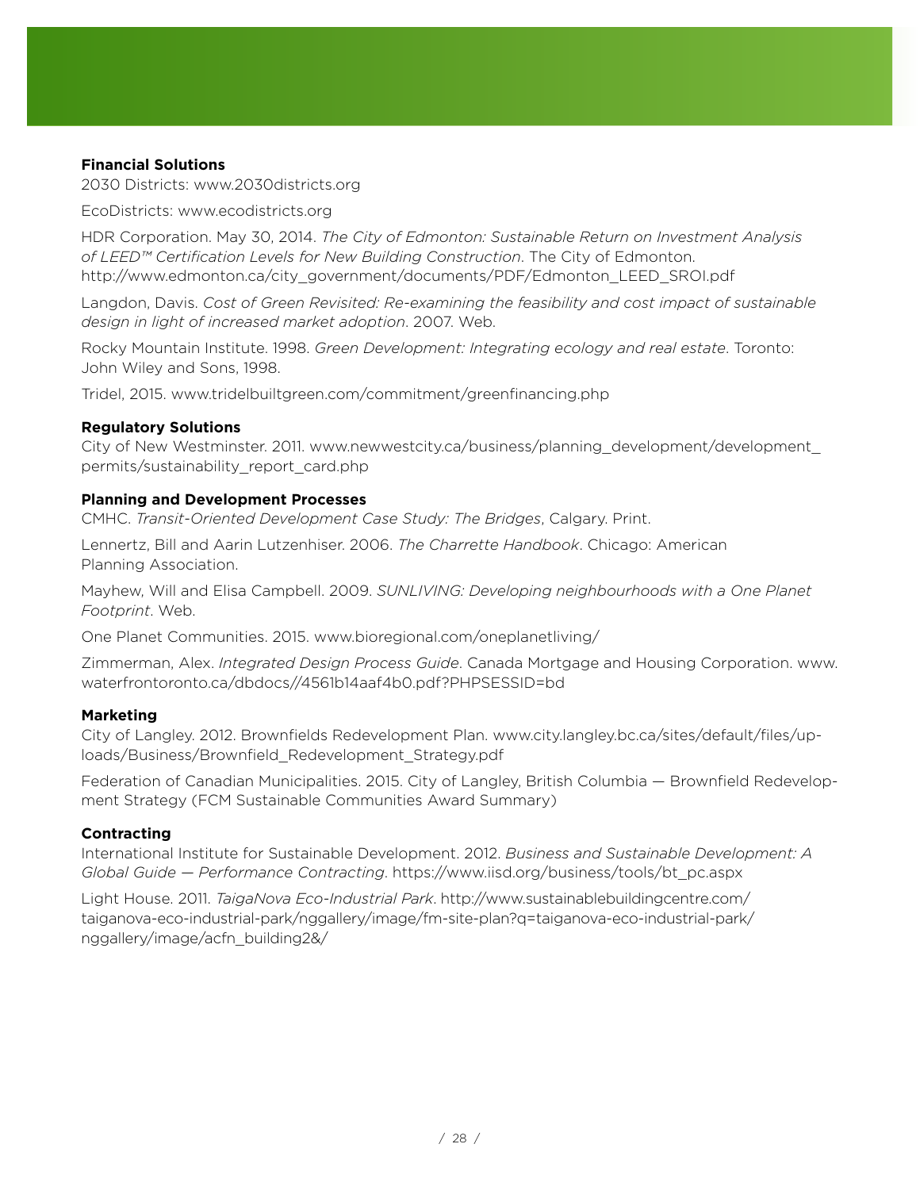**Financial Solutions**

2030 Districts: www.2030districts.org

EcoDistricts: www.ecodistricts.org

HDR Corporation. May 30, 2014. *The City of Edmonton: Sustainable Return on Investment Analysis of LEED™ Certification Levels for New Building Construction*. The City of Edmonton. http://www.edmonton.ca/city_government/documents/PDF/Edmonton_LEED_SROI.pdf

Langdon, Davis. *Cost of Green Revisited: Re-examining the feasibility and cost impact of sustainable design in light of increased market adoption*. 2007. Web.

Rocky Mountain Institute. 1998. *Green Development: Integrating ecology and real estate*. Toronto: John Wiley and Sons, 1998.

Tridel, 2015. www.tridelbuiltgreen.com/commitment/greenfinancing.php

**Regulatory Solutions**

City of New Westminster. 2011. www.newwestcity.ca/business/planning_development/development_permits/sustainability_report_card.php

**Planning and Development Processes**

CMHC. *Transit-Oriented Development Case Study: The Bridges*, Calgary. Print.

Lennertz, Bill and Aarin Lutzenhiser. 2006. *The Charrette Handbook*. Chicago: American Planning Association.

Mayhew, Will and Elisa Campbell. 2009. *SUNLIVING: Developing neighbourhoods with a One Planet Footprint*. Web.

One Planet Communities. 2015. www.bioregional.com/oneplanetliving/

Zimmerman, Alex. *Integrated Design Process Guide*. Canada Mortgage and Housing Corporation. www.waterfrontoronto.ca/dbdocs//4561b14aaf4b0.pdf?PHPSESSID=bd

**Marketing**

City of Langley. 2012. Brownfields Redevelopment Plan. www.city.langley.bc.ca/sites/default/files/uploads/Business/Brownfield_Redevelopment_Strategy.pdf

Federation of Canadian Municipalities. 2015. City of Langley, British Columbia — Brownfield Redevelopment Strategy (FCM Sustainable Communities Award Summary)

**Contracting**

International Institute for Sustainable Development. 2012. *Business and Sustainable Development: A Global Guide — Performance Contracting*. https://www.iisd.org/business/tools/bt_pc.aspx

Light House. 2011. *TaigaNova Eco-Industrial Park*. http://www.sustainablebuildingcentre.com/taiganova-eco-industrial-park/nggallery/image/fm-site-plan?q=taiganova-eco-industrial-park/nggallery/image/acfn_building2&/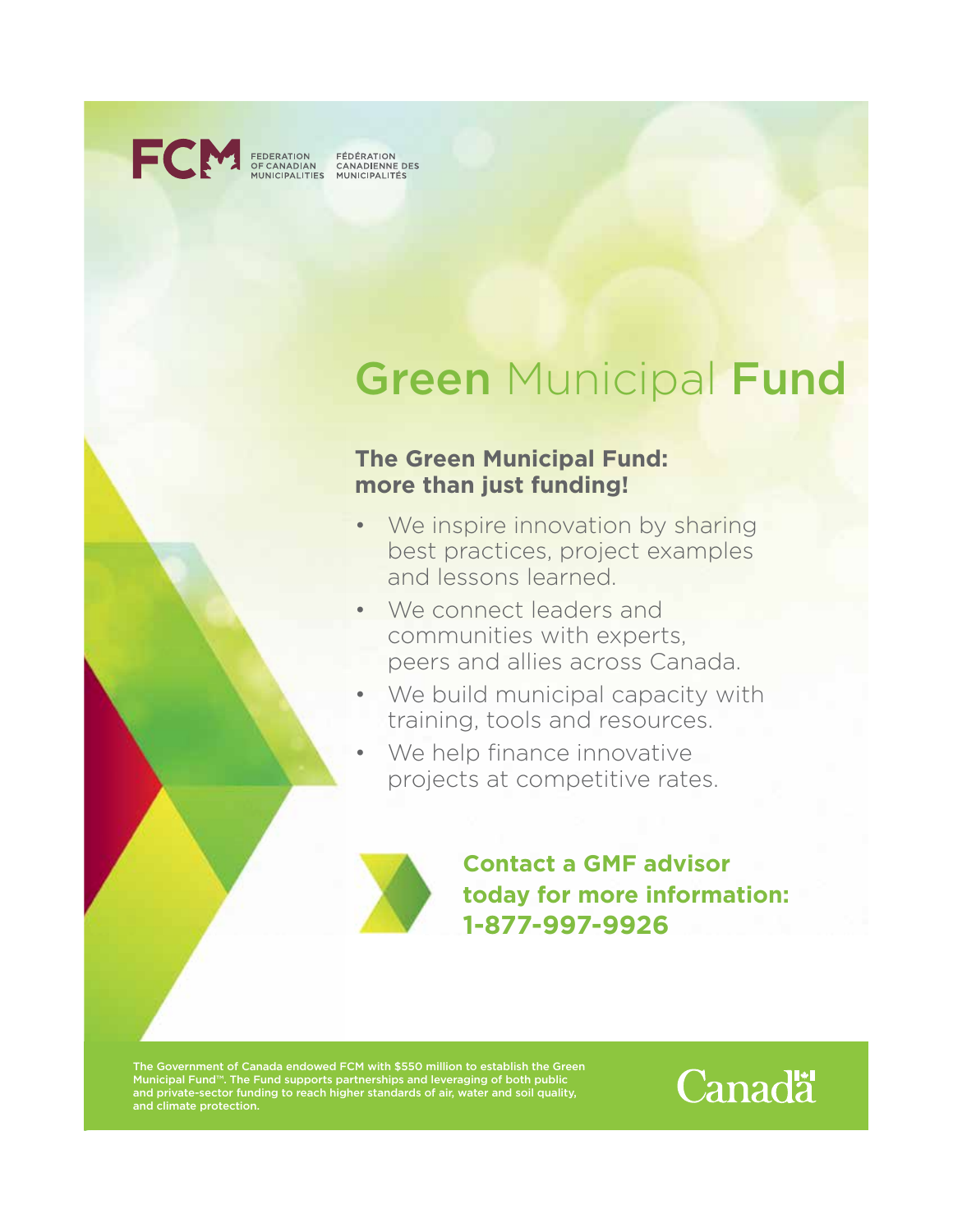FCM FEDERATION OF CANADIAN MUNICIPALITIES FÉDÉRATION CANADIENNE DES MUNICIPALITÉS

# Green Municipal Fund

## The Green Municipal Fund: more than just funding!

- We inspire innovation by sharing best practices, project examples and lessons learned.
- We connect leaders and communities with experts, peers and allies across Canada.
- We build municipal capacity with training, tools and resources.
- We help finance innovative projects at competitive rates.

**Contact a GMF advisor today for more information: 1-877-997-9926**

The Government of Canada endowed FCM with $550 million to establish the Green Municipal Fund™. The Fund supports partnerships and leveraging of both public and private-sector funding to reach higher standards of air, water and soil quality, and climate protection.

Canada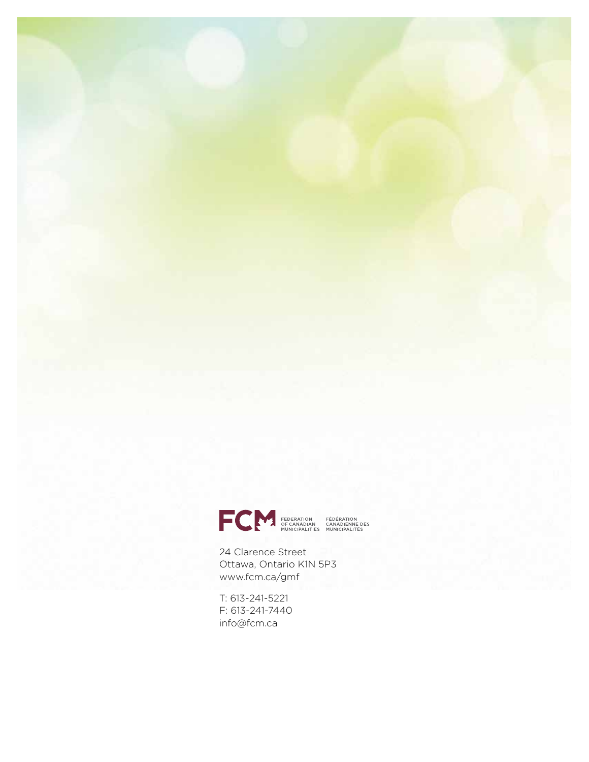FCM FEDERATION OF CANADIAN MUNICIPALITIES FÉDÉRATION CANADIENNE DES MUNICIPALITÉS

24 Clarence Street
Ottawa, Ontario K1N 5P3
www.fcm.ca/gmf

T: 613-241-5221
F: 613-241-7440
info@fcm.ca